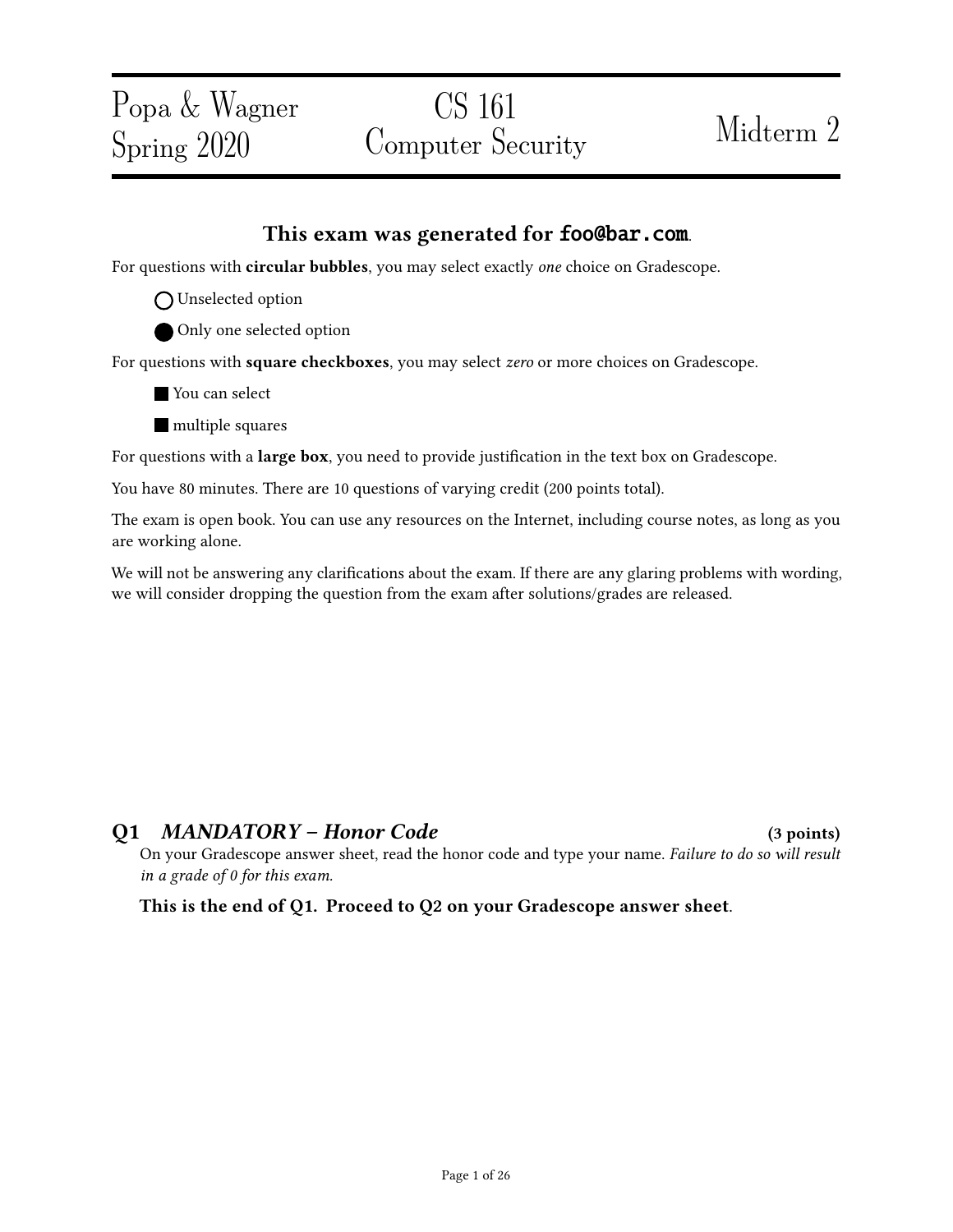Popa & Wagner
Spring 2020

# CS 161 Computer Security

Midterm 2

## This exam was generated for `foo@bar.com`.

For questions with **circular bubbles**, you may select exactly *one* choice on Gradescope.

◯ Unselected option

⬤ Only one selected option

For questions with **square checkboxes**, you may select *zero* or more choices on Gradescope.

■ You can select

■ multiple squares

For questions with a **large box**, you need to provide justification in the text box on Gradescope.

You have 80 minutes. There are 10 questions of varying credit (200 points total).

The exam is open book. You can use any resources on the Internet, including course notes, as long as you are working alone.

We will not be answering any clarifications about the exam. If there are any glaring problems with wording, we will consider dropping the question from the exam after solutions/grades are released.

## Q1 *MANDATORY – Honor Code* (3 points)

On your Gradescope answer sheet, read the honor code and type your name. *Failure to do so will result in a grade of 0 for this exam.*

**This is the end of Q1. Proceed to Q2 on your Gradescope answer sheet.**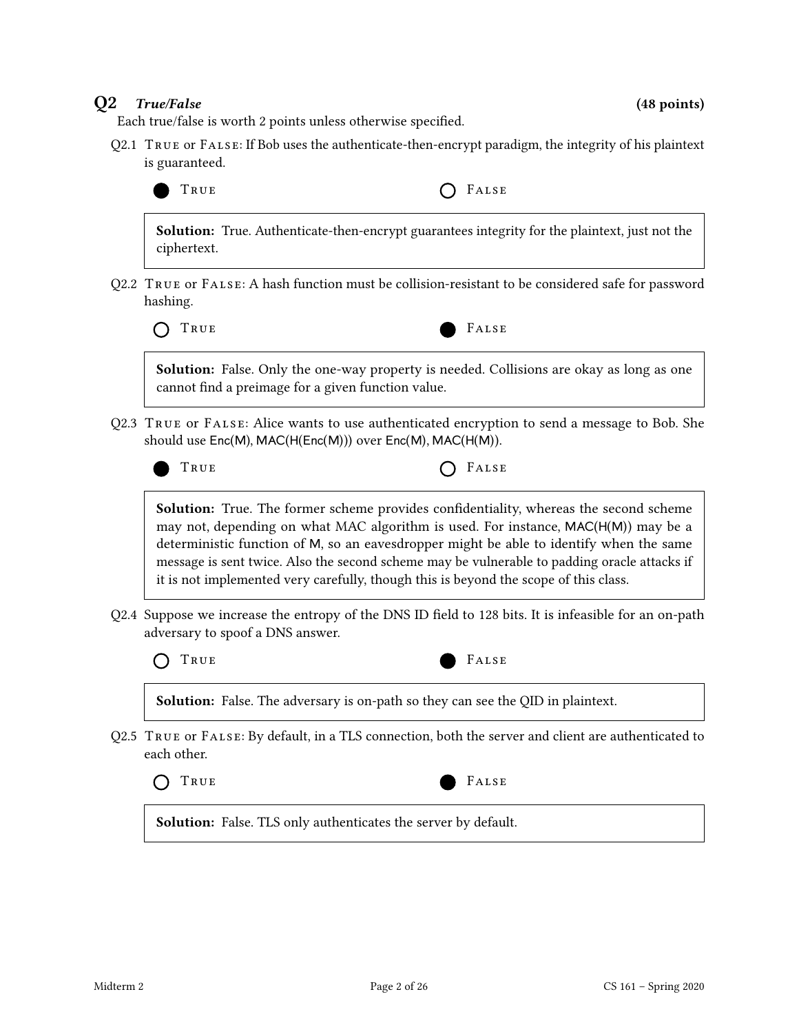## Q2 *True/False* (48 points)

Each true/false is worth 2 points unless otherwise specified.

Q2.1 TRUE or FALSE: If Bob uses the authenticate-then-encrypt paradigm, the integrity of his plaintext is guaranteed.

● TRUE ○ FALSE

**Solution:** True. Authenticate-then-encrypt guarantees integrity for the plaintext, just not the ciphertext.

Q2.2 TRUE or FALSE: A hash function must be collision-resistant to be considered safe for password hashing.

○ TRUE ● FALSE

**Solution:** False. Only the one-way property is needed. Collisions are okay as long as one cannot find a preimage for a given function value.

Q2.3 TRUE or FALSE: Alice wants to use authenticated encryption to send a message to Bob. She should use Enc(M), MAC(H(Enc(M))) over Enc(M), MAC(H(M)).

● TRUE ○ FALSE

**Solution:** True. The former scheme provides confidentiality, whereas the second scheme may not, depending on what MAC algorithm is used. For instance, MAC(H(M)) may be a deterministic function of M, so an eavesdropper might be able to identify when the same message is sent twice. Also the second scheme may be vulnerable to padding oracle attacks if it is not implemented very carefully, though this is beyond the scope of this class.

Q2.4 Suppose we increase the entropy of the DNS ID field to 128 bits. It is infeasible for an on-path adversary to spoof a DNS answer.

○ TRUE ● FALSE

**Solution:** False. The adversary is on-path so they can see the QID in plaintext.

Q2.5 TRUE or FALSE: By default, in a TLS connection, both the server and client are authenticated to each other.

○ TRUE ● FALSE

**Solution:** False. TLS only authenticates the server by default.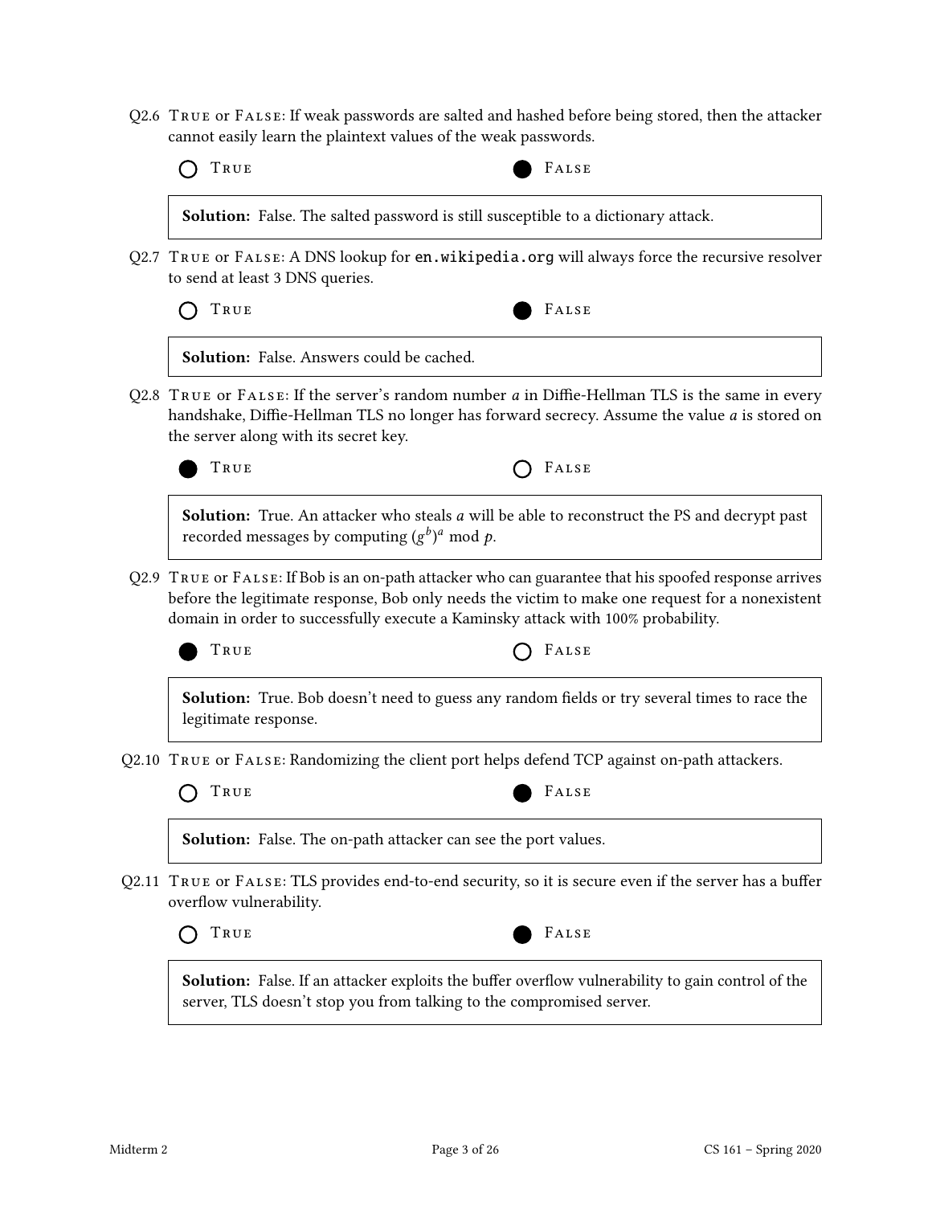Q2.6 True or False: If weak passwords are salted and hashed before being stored, then the attacker cannot easily learn the plaintext values of the weak passwords.

○ True ● False

**Solution:** False. The salted password is still susceptible to a dictionary attack.

Q2.7 True or False: A DNS lookup for `en.wikipedia.org` will always force the recursive resolver to send at least 3 DNS queries.

○ True ● False

**Solution:** False. Answers could be cached.

Q2.8 True or False: If the server's random number $a$ in Diffie-Hellman TLS is the same in every handshake, Diffie-Hellman TLS no longer has forward secrecy. Assume the value $a$ is stored on the server along with its secret key.

● True ○ False

**Solution:** True. An attacker who steals $a$ will be able to reconstruct the PS and decrypt past recorded messages by computing $(g^b)^a \bmod p$.

Q2.9 True or False: If Bob is an on-path attacker who can guarantee that his spoofed response arrives before the legitimate response, Bob only needs the victim to make one request for a nonexistent domain in order to successfully execute a Kaminsky attack with 100% probability.

● True ○ False

**Solution:** True. Bob doesn't need to guess any random fields or try several times to race the legitimate response.

Q2.10 True or False: Randomizing the client port helps defend TCP against on-path attackers.

○ True ● False

**Solution:** False. The on-path attacker can see the port values.

Q2.11 True or False: TLS provides end-to-end security, so it is secure even if the server has a buffer overflow vulnerability.

○ True ● False

**Solution:** False. If an attacker exploits the buffer overflow vulnerability to gain control of the server, TLS doesn't stop you from talking to the compromised server.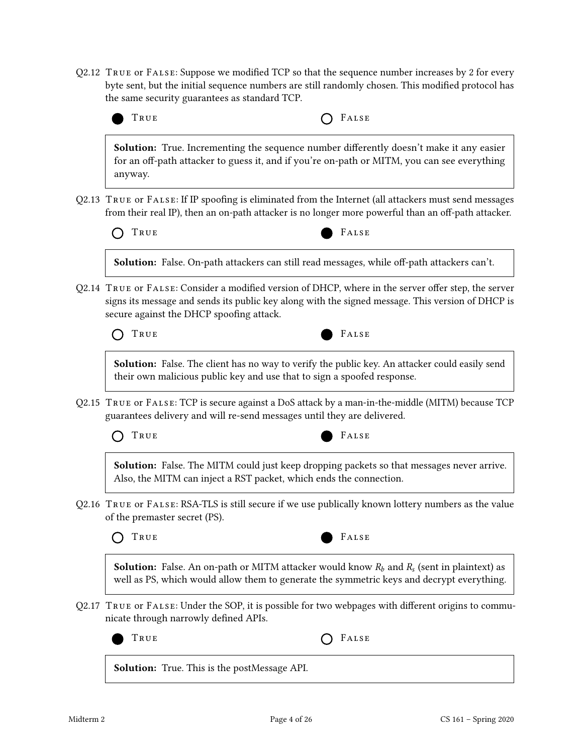Q2.12 TRUE or FALSE: Suppose we modified TCP so that the sequence number increases by 2 for every byte sent, but the initial sequence numbers are still randomly chosen. This modified protocol has the same security guarantees as standard TCP.

● TRUE ○ FALSE

**Solution:** True. Incrementing the sequence number differently doesn't make it any easier for an off-path attacker to guess it, and if you're on-path or MITM, you can see everything anyway.

Q2.13 TRUE or FALSE: If IP spoofing is eliminated from the Internet (all attackers must send messages from their real IP), then an on-path attacker is no longer more powerful than an off-path attacker.

○ TRUE ● FALSE

**Solution:** False. On-path attackers can still read messages, while off-path attackers can't.

Q2.14 TRUE or FALSE: Consider a modified version of DHCP, where in the server offer step, the server signs its message and sends its public key along with the signed message. This version of DHCP is secure against the DHCP spoofing attack.

○ TRUE ● FALSE

**Solution:** False. The client has no way to verify the public key. An attacker could easily send their own malicious public key and use that to sign a spoofed response.

Q2.15 TRUE or FALSE: TCP is secure against a DoS attack by a man-in-the-middle (MITM) because TCP guarantees delivery and will re-send messages until they are delivered.

○ TRUE ● FALSE

**Solution:** False. The MITM could just keep dropping packets so that messages never arrive. Also, the MITM can inject a RST packet, which ends the connection.

Q2.16 TRUE or FALSE: RSA-TLS is still secure if we use publically known lottery numbers as the value of the premaster secret (PS).

○ TRUE ● FALSE

**Solution:** False. An on-path or MITM attacker would know $R_b$ and $R_s$ (sent in plaintext) as well as PS, which would allow them to generate the symmetric keys and decrypt everything.

Q2.17 TRUE or FALSE: Under the SOP, it is possible for two webpages with different origins to communicate through narrowly defined APIs.

● TRUE ○ FALSE

**Solution:** True. This is the postMessage API.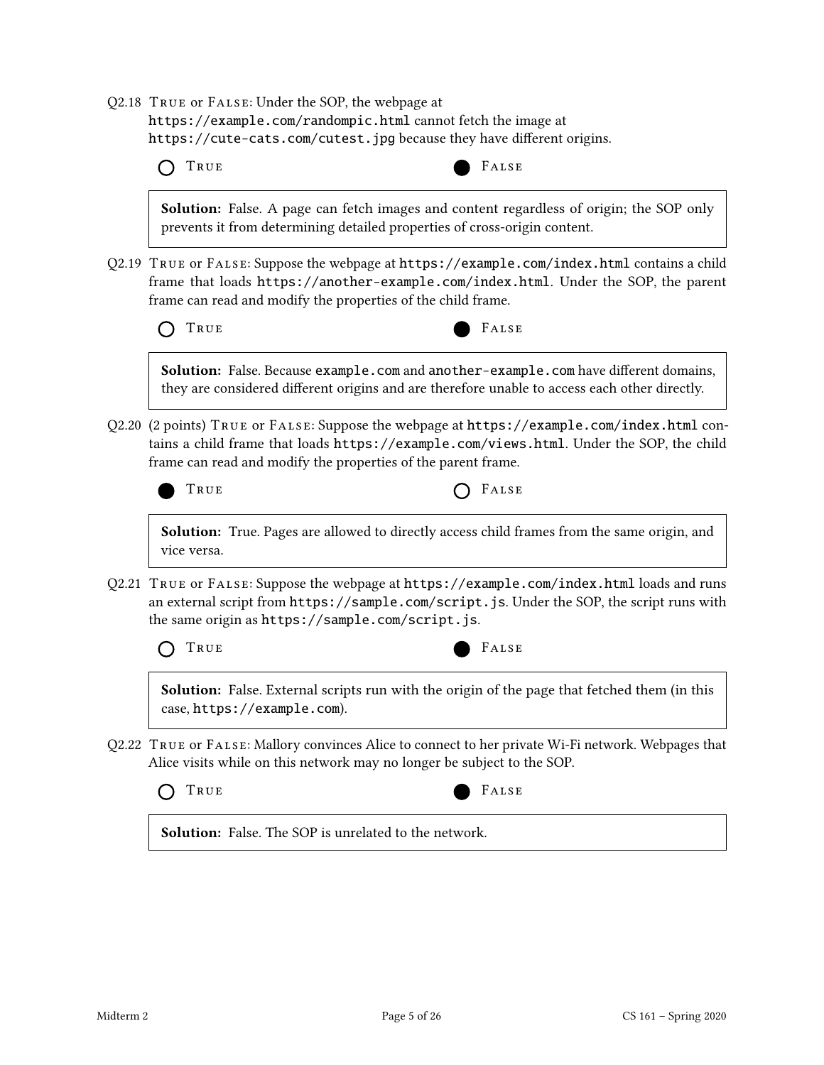Q2.18 TRUE or FALSE: Under the SOP, the webpage at `https://example.com/randompic.html` cannot fetch the image at `https://cute-cats.com/cutest.jpg` because they have different origins.

○ TRUE ● FALSE

> **Solution:** False. A page can fetch images and content regardless of origin; the SOP only prevents it from determining detailed properties of cross-origin content.

Q2.19 TRUE or FALSE: Suppose the webpage at `https://example.com/index.html` contains a child frame that loads `https://another-example.com/index.html`. Under the SOP, the parent frame can read and modify the properties of the child frame.

○ TRUE ● FALSE

> **Solution:** False. Because `example.com` and `another-example.com` have different domains, they are considered different origins and are therefore unable to access each other directly.

Q2.20 (2 points) TRUE or FALSE: Suppose the webpage at `https://example.com/index.html` contains a child frame that loads `https://example.com/views.html`. Under the SOP, the child frame can read and modify the properties of the parent frame.

● TRUE ○ FALSE

> **Solution:** True. Pages are allowed to directly access child frames from the same origin, and vice versa.

Q2.21 TRUE or FALSE: Suppose the webpage at `https://example.com/index.html` loads and runs an external script from `https://sample.com/script.js`. Under the SOP, the script runs with the same origin as `https://sample.com/script.js`.

○ TRUE ● FALSE

> **Solution:** False. External scripts run with the origin of the page that fetched them (in this case, `https://example.com`).

Q2.22 TRUE or FALSE: Mallory convinces Alice to connect to her private Wi-Fi network. Webpages that Alice visits while on this network may no longer be subject to the SOP.

○ TRUE ● FALSE

> **Solution:** False. The SOP is unrelated to the network.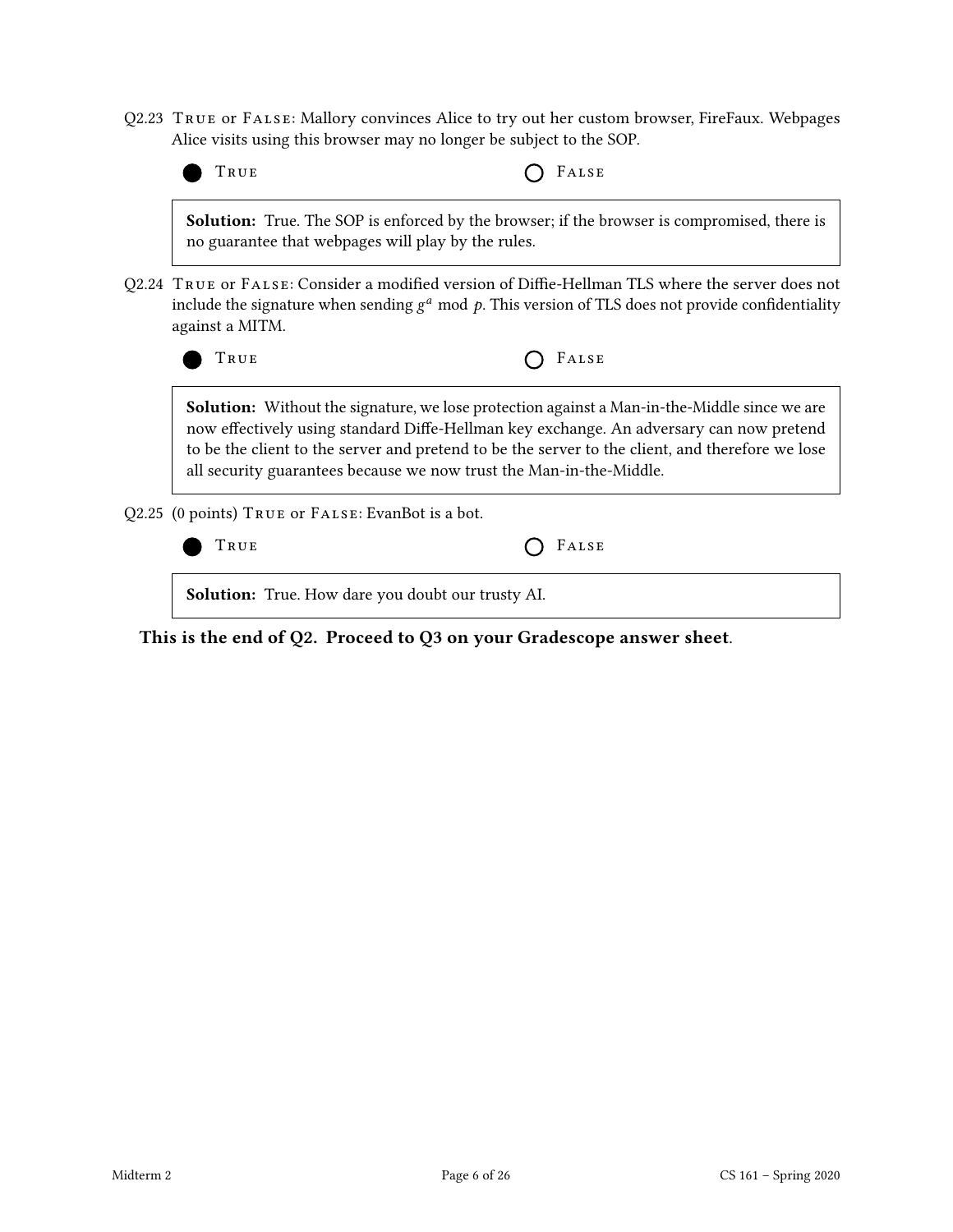Q2.23 True or False: Mallory convinces Alice to try out her custom browser, FireFaux. Webpages Alice visits using this browser may no longer be subject to the SOP.

● True ○ False

**Solution:** True. The SOP is enforced by the browser; if the browser is compromised, there is no guarantee that webpages will play by the rules.

Q2.24 True or False: Consider a modified version of Diffie-Hellman TLS where the server does not include the signature when sending $g^a \mod p$. This version of TLS does not provide confidentiality against a MITM.

● True ○ False

**Solution:** Without the signature, we lose protection against a Man-in-the-Middle since we are now effectively using standard Diffe-Hellman key exchange. An adversary can now pretend to be the client to the server and pretend to be the server to the client, and therefore we lose all security guarantees because we now trust the Man-in-the-Middle.

Q2.25 (0 points) True or False: EvanBot is a bot.

● True ○ False

**Solution:** True. How dare you doubt our trusty AI.

**This is the end of Q2. Proceed to Q3 on your Gradescope answer sheet**.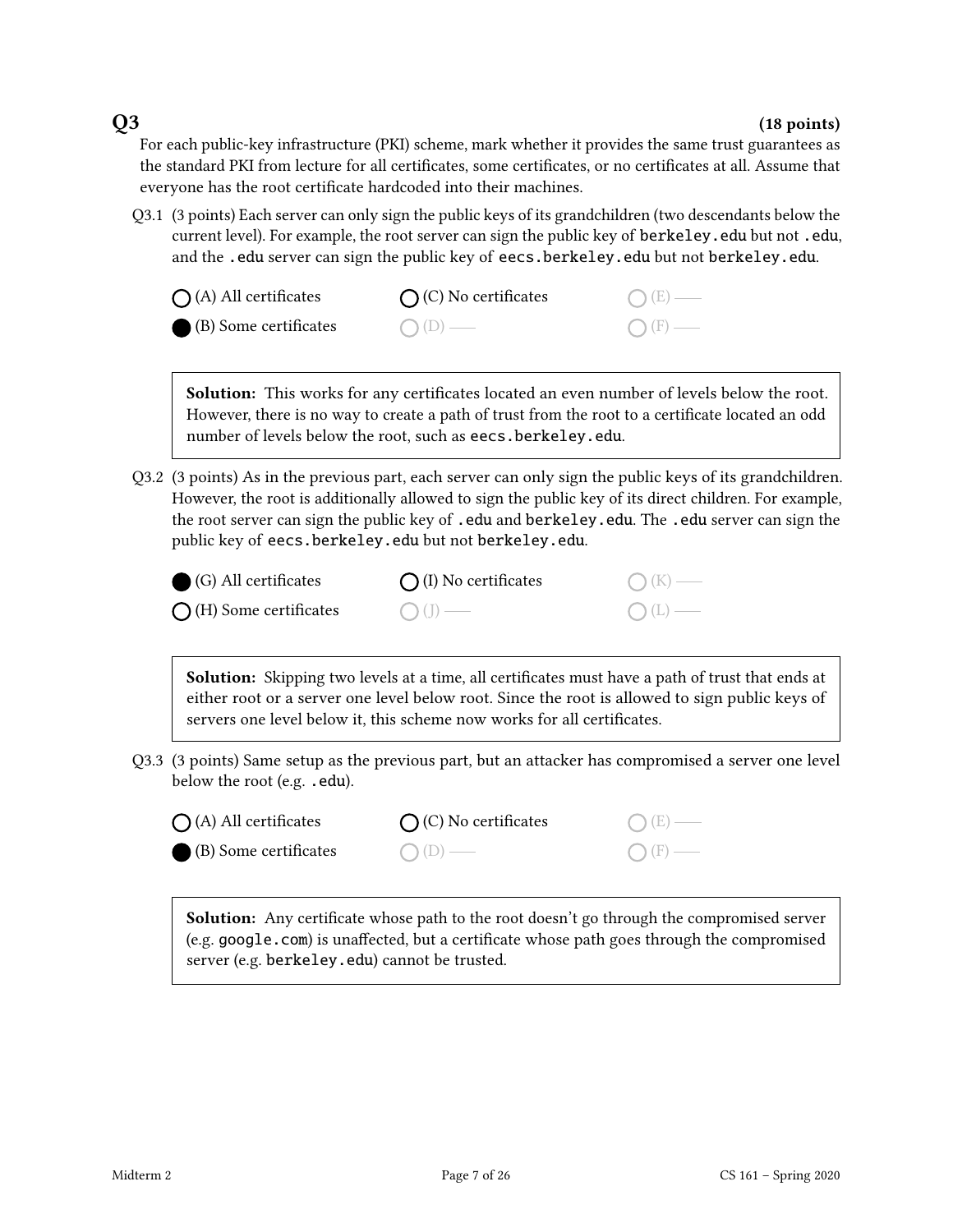## Q3 (18 points)

For each public-key infrastructure (PKI) scheme, mark whether it provides the same trust guarantees as the standard PKI from lecture for all certificates, some certificates, or no certificates at all. Assume that everyone has the root certificate hardcoded into their machines.

Q3.1 (3 points) Each server can only sign the public keys of its grandchildren (two descendants below the current level). For example, the root server can sign the public key of `berkeley.edu` but not `.edu`, and the `.edu` server can sign the public key of `eecs.berkeley.edu` but not `berkeley.edu`.

- ○ (A) All certificates
- ● (B) Some certificates
- ○ (C) No certificates
- ○ (D) —
- ○ (E) —
- ○ (F) —

> **Solution:** This works for any certificates located an even number of levels below the root. However, there is no way to create a path of trust from the root to a certificate located an odd number of levels below the root, such as `eecs.berkeley.edu`.

Q3.2 (3 points) As in the previous part, each server can only sign the public keys of its grandchildren. However, the root is additionally allowed to sign the public key of its direct children. For example, the root server can sign the public key of `.edu` and `berkeley.edu`. The `.edu` server can sign the public key of `eecs.berkeley.edu` but not `berkeley.edu`.

- ● (G) All certificates
- ○ (H) Some certificates
- ○ (I) No certificates
- ○ (J) —
- ○ (K) —
- ○ (L) —

> **Solution:** Skipping two levels at a time, all certificates must have a path of trust that ends at either root or a server one level below root. Since the root is allowed to sign public keys of servers one level below it, this scheme now works for all certificates.

Q3.3 (3 points) Same setup as the previous part, but an attacker has compromised a server one level below the root (e.g. `.edu`).

- ○ (A) All certificates
- ● (B) Some certificates
- ○ (C) No certificates
- ○ (D) —
- ○ (E) —
- ○ (F) —

> **Solution:** Any certificate whose path to the root doesn't go through the compromised server (e.g. `google.com`) is unaffected, but a certificate whose path goes through the compromised server (e.g. `berkeley.edu`) cannot be trusted.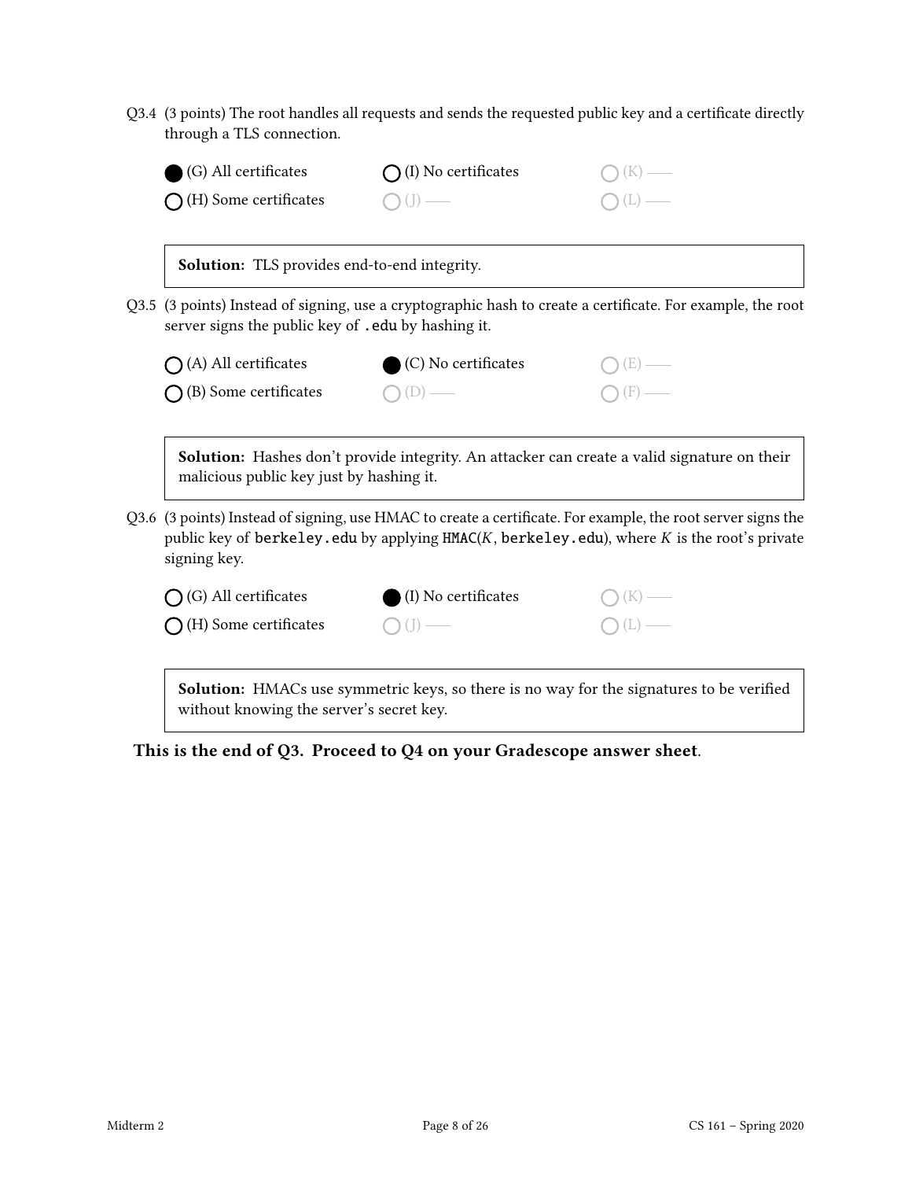Q3.4 (3 points) The root handles all requests and sends the requested public key and a certificate directly through a TLS connection.

- ● (G) All certificates
- ○ (H) Some certificates
- ○ (I) No certificates
- ○ (J) ——
- ○ (K) ——
- ○ (L) ——

> **Solution:** TLS provides end-to-end integrity.

Q3.5 (3 points) Instead of signing, use a cryptographic hash to create a certificate. For example, the root server signs the public key of `.edu` by hashing it.

- ○ (A) All certificates
- ○ (B) Some certificates
- ● (C) No certificates
- ○ (D) ——
- ○ (E) ——
- ○ (F) ——

> **Solution:** Hashes don't provide integrity. An attacker can create a valid signature on their malicious public key just by hashing it.

Q3.6 (3 points) Instead of signing, use HMAC to create a certificate. For example, the root server signs the public key of `berkeley.edu` by applying `HMAC`($K$, `berkeley.edu`), where $K$ is the root's private signing key.

- ○ (G) All certificates
- ○ (H) Some certificates
- ● (I) No certificates
- ○ (J) ——
- ○ (K) ——
- ○ (L) ——

> **Solution:** HMACs use symmetric keys, so there is no way for the signatures to be verified without knowing the server's secret key.

**This is the end of Q3. Proceed to Q4 on your Gradescope answer sheet.**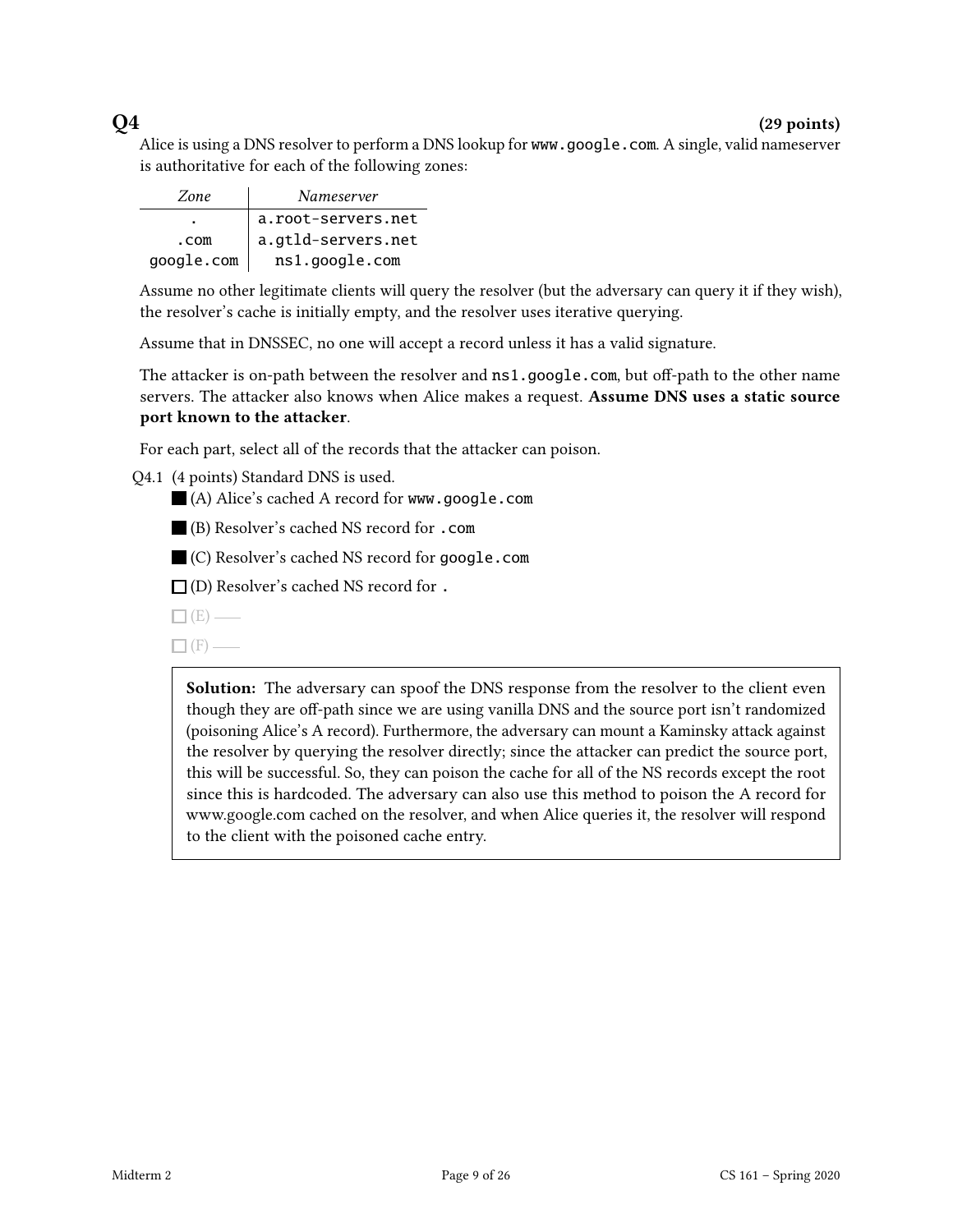## Q4 **(29 points)**

Alice is using a DNS resolver to perform a DNS lookup for `www.google.com`. A single, valid nameserver is authoritative for each of the following zones:

| *Zone* | *Nameserver* |
|---|---|
| . | a.root-servers.net |
| .com | a.gtld-servers.net |
| google.com | ns1.google.com |

Assume no other legitimate clients will query the resolver (but the adversary can query it if they wish), the resolver's cache is initially empty, and the resolver uses iterative querying.

Assume that in DNSSEC, no one will accept a record unless it has a valid signature.

The attacker is on-path between the resolver and `ns1.google.com`, but off-path to the other name servers. The attacker also knows when Alice makes a request. **Assume DNS uses a static source port known to the attacker**.

For each part, select all of the records that the attacker can poison.

Q4.1 (4 points) Standard DNS is used.

■ (A) Alice's cached A record for `www.google.com`

■ (B) Resolver's cached NS record for `.com`

■ (C) Resolver's cached NS record for `google.com`

☐ (D) Resolver's cached NS record for `.`

☐ (E) ——

☐ (F) ——

> **Solution:** The adversary can spoof the DNS response from the resolver to the client even though they are off-path since we are using vanilla DNS and the source port isn't randomized (poisoning Alice's A record). Furthermore, the adversary can mount a Kaminsky attack against the resolver by querying the resolver directly; since the attacker can predict the source port, this will be successful. So, they can poison the cache for all of the NS records except the root since this is hardcoded. The adversary can also use this method to poison the A record for www.google.com cached on the resolver, and when Alice queries it, the resolver will respond to the client with the poisoned cache entry.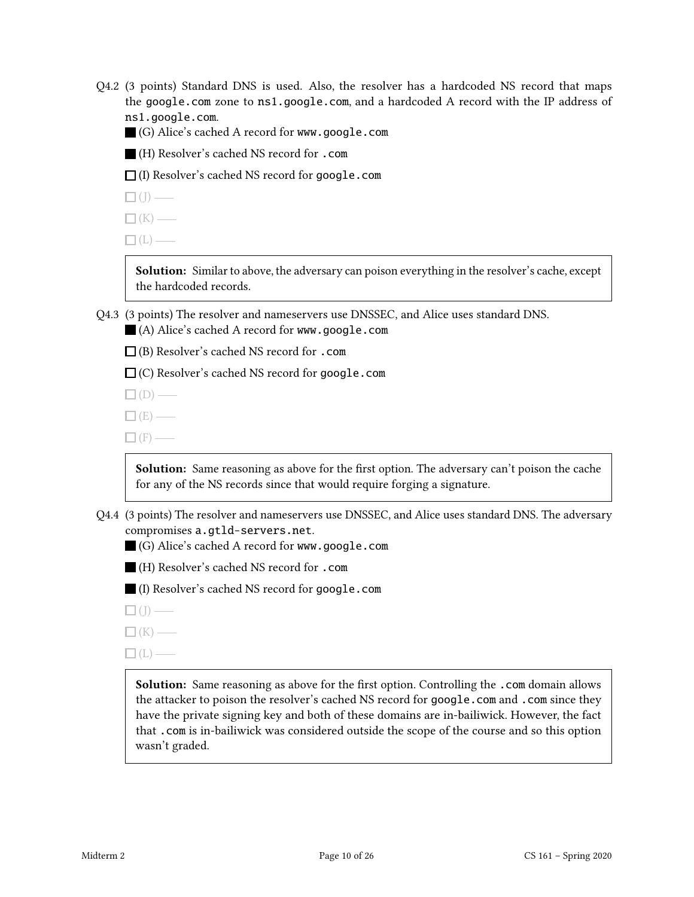Q4.2 (3 points) Standard DNS is used. Also, the resolver has a hardcoded NS record that maps the `google.com` zone to `ns1.google.com`, and a hardcoded A record with the IP address of `ns1.google.com`.

■ (G) Alice's cached A record for `www.google.com`

■ (H) Resolver's cached NS record for `.com`

☐ (I) Resolver's cached NS record for `google.com`

☐ (J) ——

☐ (K) ——

☐ (L) ——

> **Solution:** Similar to above, the adversary can poison everything in the resolver's cache, except the hardcoded records.

Q4.3 (3 points) The resolver and nameservers use DNSSEC, and Alice uses standard DNS.

■ (A) Alice's cached A record for `www.google.com`

☐ (B) Resolver's cached NS record for `.com`

☐ (C) Resolver's cached NS record for `google.com`

☐ (D) ——

☐ (E) ——

☐ (F) ——

> **Solution:** Same reasoning as above for the first option. The adversary can't poison the cache for any of the NS records since that would require forging a signature.

Q4.4 (3 points) The resolver and nameservers use DNSSEC, and Alice uses standard DNS. The adversary compromises `a.gtld-servers.net`.

■ (G) Alice's cached A record for `www.google.com`

■ (H) Resolver's cached NS record for `.com`

■ (I) Resolver's cached NS record for `google.com`

☐ (J) ——

☐ (K) ——

☐ (L) ——

> **Solution:** Same reasoning as above for the first option. Controlling the `.com` domain allows the attacker to poison the resolver's cached NS record for `google.com` and `.com` since they have the private signing key and both of these domains are in-bailiwick. However, the fact that `.com` is in-bailiwick was considered outside the scope of the course and so this option wasn't graded.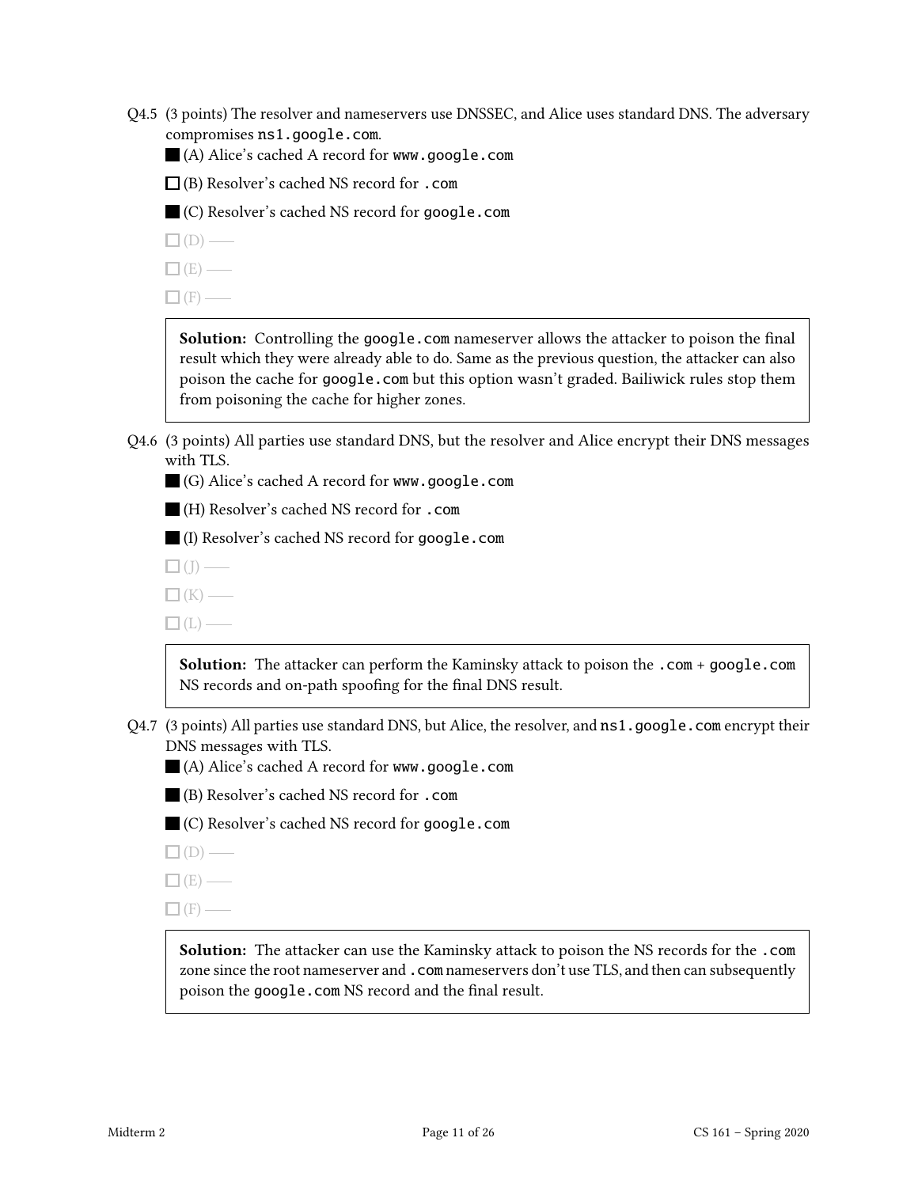Q4.5 (3 points) The resolver and nameservers use DNSSEC, and Alice uses standard DNS. The adversary compromises `ns1.google.com`.

■ (A) Alice's cached A record for `www.google.com`

☐ (B) Resolver's cached NS record for `.com`

■ (C) Resolver's cached NS record for `google.com`

☐ (D) ——

☐ (E) ——

☐ (F) ——

> **Solution:** Controlling the `google.com` nameserver allows the attacker to poison the final result which they were already able to do. Same as the previous question, the attacker can also poison the cache for `google.com` but this option wasn't graded. Bailiwick rules stop them from poisoning the cache for higher zones.

Q4.6 (3 points) All parties use standard DNS, but the resolver and Alice encrypt their DNS messages with TLS.

■ (G) Alice's cached A record for `www.google.com`

■ (H) Resolver's cached NS record for `.com`

■ (I) Resolver's cached NS record for `google.com`

☐ (J) ——

☐ (K) ——

☐ (L) ——

> **Solution:** The attacker can perform the Kaminsky attack to poison the `.com` + `google.com` NS records and on-path spoofing for the final DNS result.

Q4.7 (3 points) All parties use standard DNS, but Alice, the resolver, and `ns1.google.com` encrypt their DNS messages with TLS.

■ (A) Alice's cached A record for `www.google.com`

■ (B) Resolver's cached NS record for `.com`

■ (C) Resolver's cached NS record for `google.com`

☐ (D) ——

☐ (E) ——

☐ (F) ——

> **Solution:** The attacker can use the Kaminsky attack to poison the NS records for the `.com` zone since the root nameserver and `.com` nameservers don't use TLS, and then can subsequently poison the `google.com` NS record and the final result.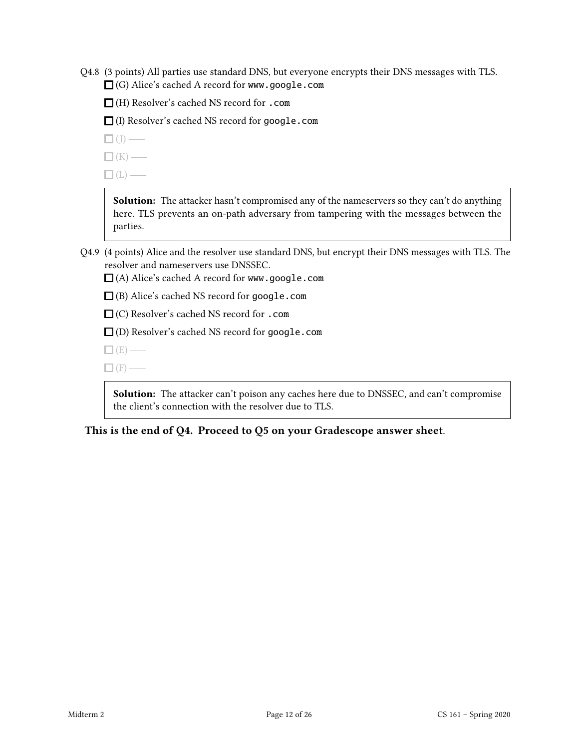Q4.8 (3 points) All parties use standard DNS, but everyone encrypts their DNS messages with TLS.

☐ (G) Alice's cached A record for `www.google.com`

☐ (H) Resolver's cached NS record for `.com`

☐ (I) Resolver's cached NS record for `google.com`

☐ (J) ——

☐ (K) ——

☐ (L) ——

> **Solution:** The attacker hasn't compromised any of the nameservers so they can't do anything here. TLS prevents an on-path adversary from tampering with the messages between the parties.

Q4.9 (4 points) Alice and the resolver use standard DNS, but encrypt their DNS messages with TLS. The resolver and nameservers use DNSSEC.

☐ (A) Alice's cached A record for `www.google.com`

☐ (B) Alice's cached NS record for `google.com`

☐ (C) Resolver's cached NS record for `.com`

☐ (D) Resolver's cached NS record for `google.com`

☐ (E) ——

☐ (F) ——

> **Solution:** The attacker can't poison any caches here due to DNSSEC, and can't compromise the client's connection with the resolver due to TLS.

**This is the end of Q4. Proceed to Q5 on your Gradescope answer sheet.**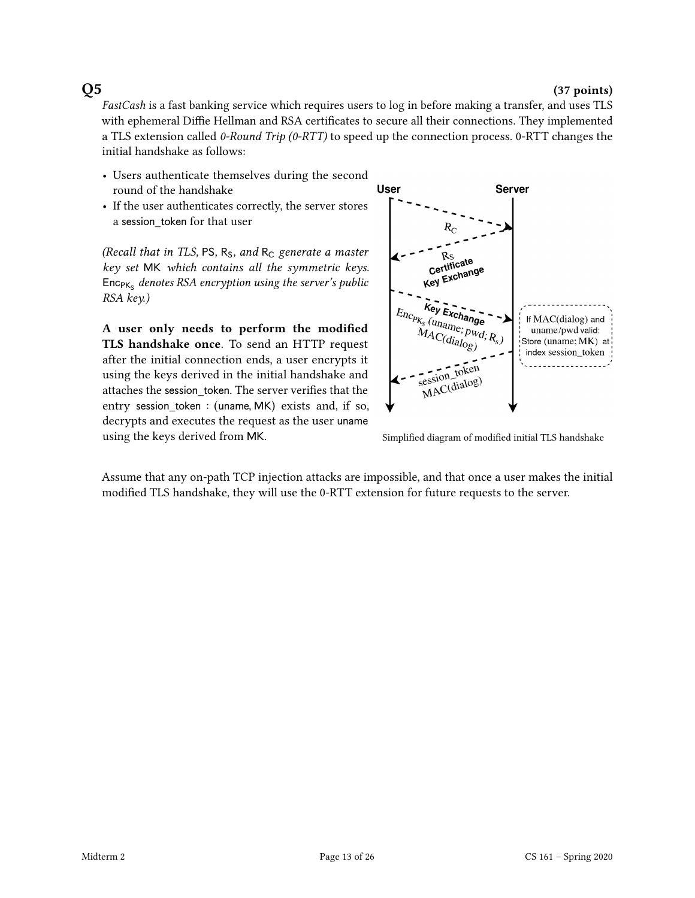## Q5 (37 points)

*FastCash* is a fast banking service which requires users to log in before making a transfer, and uses TLS with ephemeral Diffie Hellman and RSA certificates to secure all their connections. They implemented a TLS extension called *0-Round Trip (0-RTT)* to speed up the connection process. 0-RTT changes the initial handshake as follows:

- Users authenticate themselves during the second round of the handshake
- If the user authenticates correctly, the server stores a session_token for that user

*(Recall that in TLS,* PS*,* $R_S$*, and* $R_C$ *generate a master key set* MK *which contains all the symmetric keys.* $\text{Enc}_{PK_S}$ *denotes RSA encryption using the server's public RSA key.)*

**A user only needs to perform the modified TLS handshake once**. To send an HTTP request after the initial connection ends, a user encrypts it using the keys derived in the initial handshake and attaches the session_token. The server verifies that the entry session_token : (uname, MK) exists and, if so, decrypts and executes the request as the user uname using the keys derived from MK.

User → Server: $R_C$

Server → User: $R_S$, Certificate, Key Exchange

User → Server: Key Exchange, $\text{Enc}_{PK_S}(\text{uname}; \text{pwd}; R_s)$, MAC(dialog)

If MAC(dialog) and uname/pwd valid: Store (uname; MK) at index session_token

Server → User: session_token, MAC(dialog)

Simplified diagram of modified initial TLS handshake

Assume that any on-path TCP injection attacks are impossible, and that once a user makes the initial modified TLS handshake, they will use the 0-RTT extension for future requests to the server.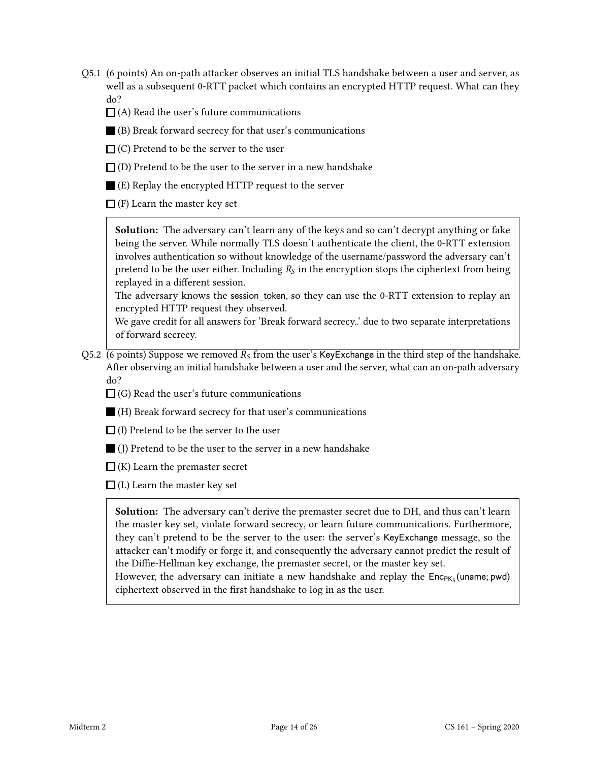Q5.1 (6 points) An on-path attacker observes an initial TLS handshake between a user and server, as well as a subsequent 0-RTT packet which contains an encrypted HTTP request. What can they do?

☐ (A) Read the user's future communications

■ (B) Break forward secrecy for that user's communications

☐ (C) Pretend to be the server to the user

☐ (D) Pretend to be the user to the server in a new handshake

■ (E) Replay the encrypted HTTP request to the server

☐ (F) Learn the master key set

> **Solution:** The adversary can't learn any of the keys and so can't decrypt anything or fake being the server. While normally TLS doesn't authenticate the client, the 0-RTT extension involves authentication so without knowledge of the username/password the adversary can't pretend to be the user either. Including $R_S$ in the encryption stops the ciphertext from being replayed in a different session.
>
> The adversary knows the session_token, so they can use the 0-RTT extension to replay an encrypted HTTP request they observed.
>
> We gave credit for all answers for 'Break forward secrecy..' due to two separate interpretations of forward secrecy.

Q5.2 (6 points) Suppose we removed $R_S$ from the user's KeyExchange in the third step of the handshake. After observing an initial handshake between a user and the server, what can an on-path adversary do?

☐ (G) Read the user's future communications

■ (H) Break forward secrecy for that user's communications

☐ (I) Pretend to be the server to the user

■ (J) Pretend to be the user to the server in a new handshake

☐ (K) Learn the premaster secret

☐ (L) Learn the master key set

> **Solution:** The adversary can't derive the premaster secret due to DH, and thus can't learn the master key set, violate forward secrecy, or learn future communications. Furthermore, they can't pretend to be the server to the user: the server's KeyExchange message, so the attacker can't modify or forge it, and consequently the adversary cannot predict the result of the Diffie-Hellman key exchange, the premaster secret, or the master key set.
>
> However, the adversary can initiate a new handshake and replay the $\text{Enc}_{PK_S}(\text{uname}; \text{pwd})$ ciphertext observed in the first handshake to log in as the user.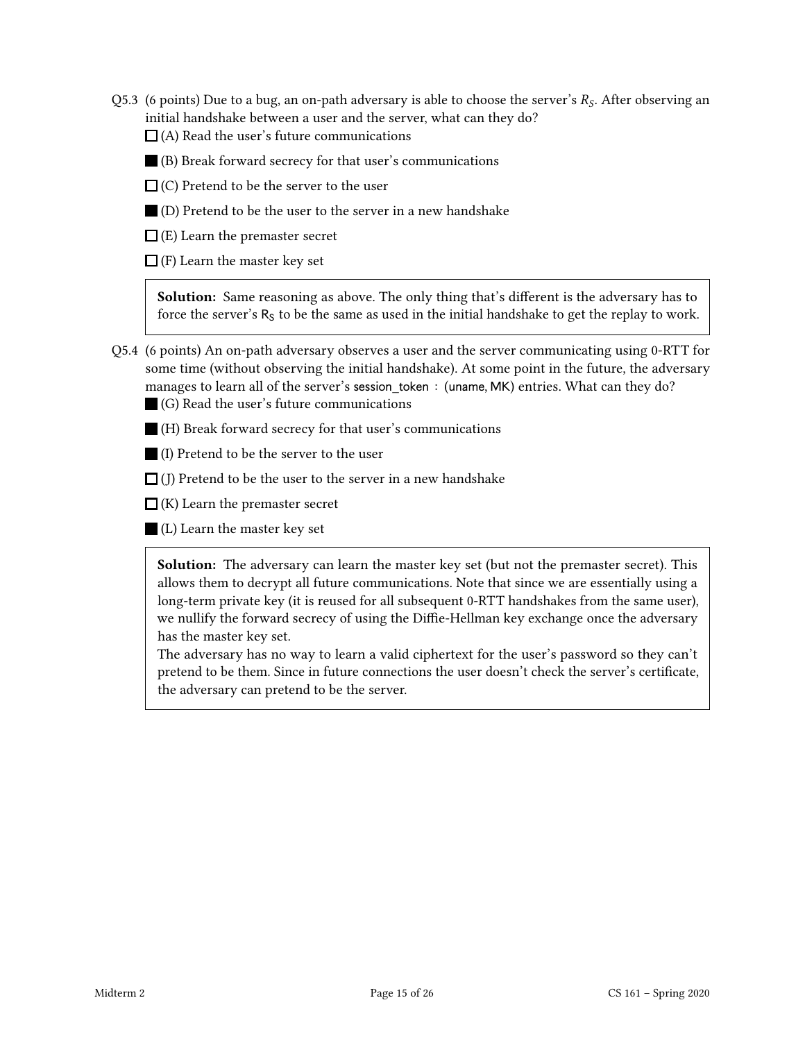Q5.3 (6 points) Due to a bug, an on-path adversary is able to choose the server's $R_S$. After observing an initial handshake between a user and the server, what can they do?

☐ (A) Read the user's future communications

■ (B) Break forward secrecy for that user's communications

☐ (C) Pretend to be the server to the user

■ (D) Pretend to be the user to the server in a new handshake

☐ (E) Learn the premaster secret

☐ (F) Learn the master key set

> **Solution:** Same reasoning as above. The only thing that's different is the adversary has to force the server's $R_S$ to be the same as used in the initial handshake to get the replay to work.

Q5.4 (6 points) An on-path adversary observes a user and the server communicating using 0-RTT for some time (without observing the initial handshake). At some point in the future, the adversary manages to learn all of the server's session_token : (uname, MK) entries. What can they do?

■ (G) Read the user's future communications

■ (H) Break forward secrecy for that user's communications

■ (I) Pretend to be the server to the user

☐ (J) Pretend to be the user to the server in a new handshake

☐ (K) Learn the premaster secret

■ (L) Learn the master key set

> **Solution:** The adversary can learn the master key set (but not the premaster secret). This allows them to decrypt all future communications. Note that since we are essentially using a long-term private key (it is reused for all subsequent 0-RTT handshakes from the same user), we nullify the forward secrecy of using the Diffie-Hellman key exchange once the adversary has the master key set.
>
> The adversary has no way to learn a valid ciphertext for the user's password so they can't pretend to be them. Since in future connections the user doesn't check the server's certificate, the adversary can pretend to be the server.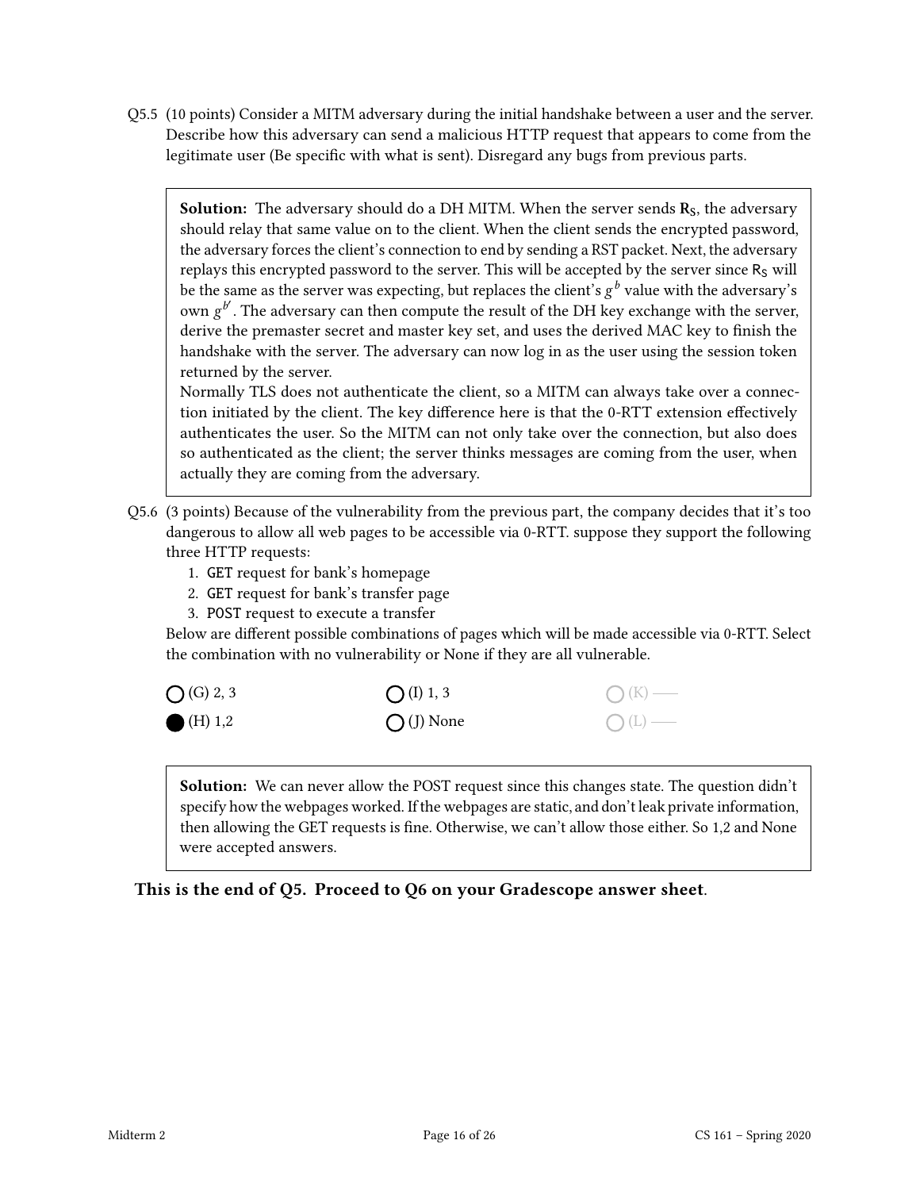Q5.5 (10 points) Consider a MITM adversary during the initial handshake between a user and the server. Describe how this adversary can send a malicious HTTP request that appears to come from the legitimate user (Be specific with what is sent). Disregard any bugs from previous parts.

> **Solution:** The adversary should do a DH MITM. When the server sends $\mathbf{R_S}$, the adversary should relay that same value on to the client. When the client sends the encrypted password, the adversary forces the client's connection to end by sending a RST packet. Next, the adversary replays this encrypted password to the server. This will be accepted by the server since $R_S$ will be the same as the server was expecting, but replaces the client's $g^b$ value with the adversary's own $g^{b'}$. The adversary can then compute the result of the DH key exchange with the server, derive the premaster secret and master key set, and uses the derived MAC key to finish the handshake with the server. The adversary can now log in as the user using the session token returned by the server.
>
> Normally TLS does not authenticate the client, so a MITM can always take over a connection initiated by the client. The key difference here is that the 0-RTT extension effectively authenticates the user. So the MITM can not only take over the connection, but also does so authenticated as the client; the server thinks messages are coming from the user, when actually they are coming from the adversary.

Q5.6 (3 points) Because of the vulnerability from the previous part, the company decides that it's too dangerous to allow all web pages to be accessible via 0-RTT. suppose they support the following three HTTP requests:

1. `GET` request for bank's homepage
2. `GET` request for bank's transfer page
3. `POST` request to execute a transfer

Below are different possible combinations of pages which will be made accessible via 0-RTT. Select the combination with no vulnerability or None if they are all vulnerable.

- ○ (G) 2, 3
- ● (H) 1,2
- ○ (I) 1, 3
- ○ (J) None
- ○ (K) ——
- ○ (L) ——

> **Solution:** We can never allow the POST request since this changes state. The question didn't specify how the webpages worked. If the webpages are static, and don't leak private information, then allowing the GET requests is fine. Otherwise, we can't allow those either. So 1,2 and None were accepted answers.

**This is the end of Q5. Proceed to Q6 on your Gradescope answer sheet.**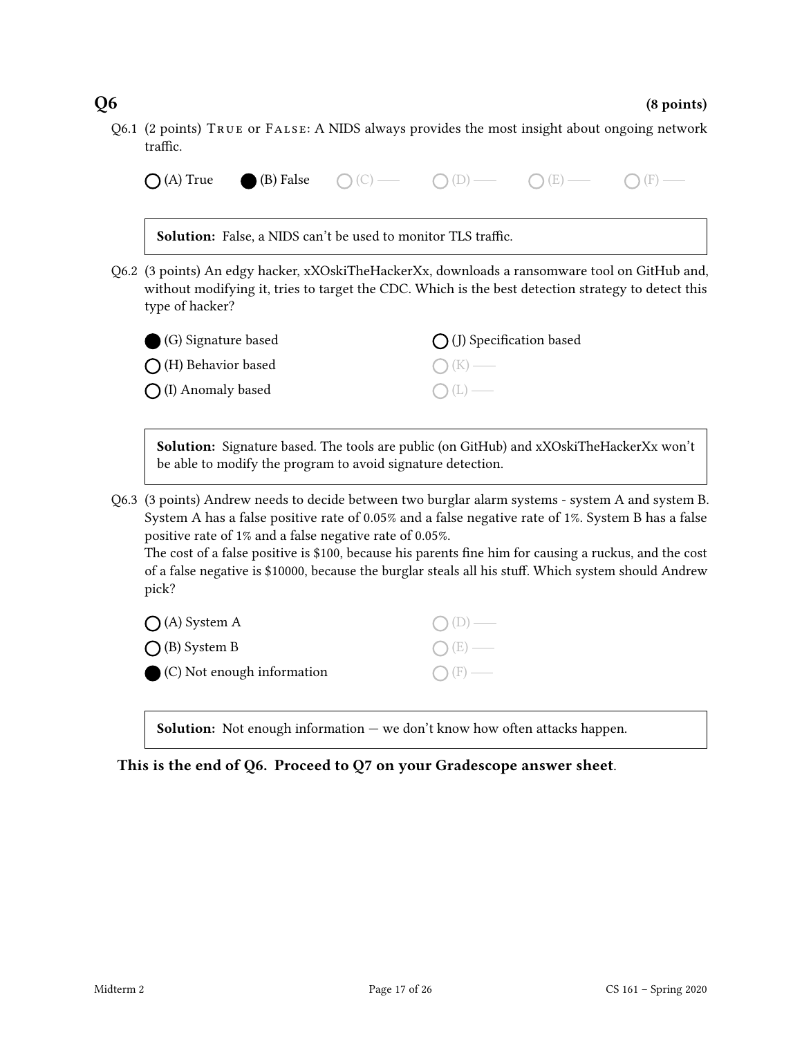## Q6 **(8 points)**

Q6.1 (2 points) TRUE or FALSE: A NIDS always provides the most insight about ongoing network traffic.

- ◯ (A) True
- ● (B) False
- ◯ (C) ——
- ◯ (D) ——
- ◯ (E) ——
- ◯ (F) ——

> **Solution:** False, a NIDS can't be used to monitor TLS traffic.

Q6.2 (3 points) An edgy hacker, xXOskiTheHackerXx, downloads a ransomware tool on GitHub and, without modifying it, tries to target the CDC. Which is the best detection strategy to detect this type of hacker?

- ● (G) Signature based
- ◯ (H) Behavior based
- ◯ (I) Anomaly based
- ◯ (J) Specification based
- ◯ (K) ——
- ◯ (L) ——

> **Solution:** Signature based. The tools are public (on GitHub) and xXOskiTheHackerXx won't be able to modify the program to avoid signature detection.

Q6.3 (3 points) Andrew needs to decide between two burglar alarm systems - system A and system B. System A has a false positive rate of 0.05% and a false negative rate of 1%. System B has a false positive rate of 1% and a false negative rate of 0.05%.
The cost of a false positive is $100, because his parents fine him for causing a ruckus, and the cost of a false negative is $10000, because the burglar steals all his stuff. Which system should Andrew pick?

- ◯ (A) System A
- ◯ (B) System B
- ● (C) Not enough information
- ◯ (D) ——
- ◯ (E) ——
- ◯ (F) ——

> **Solution:** Not enough information — we don't know how often attacks happen.

**This is the end of Q6. Proceed to Q7 on your Gradescope answer sheet.**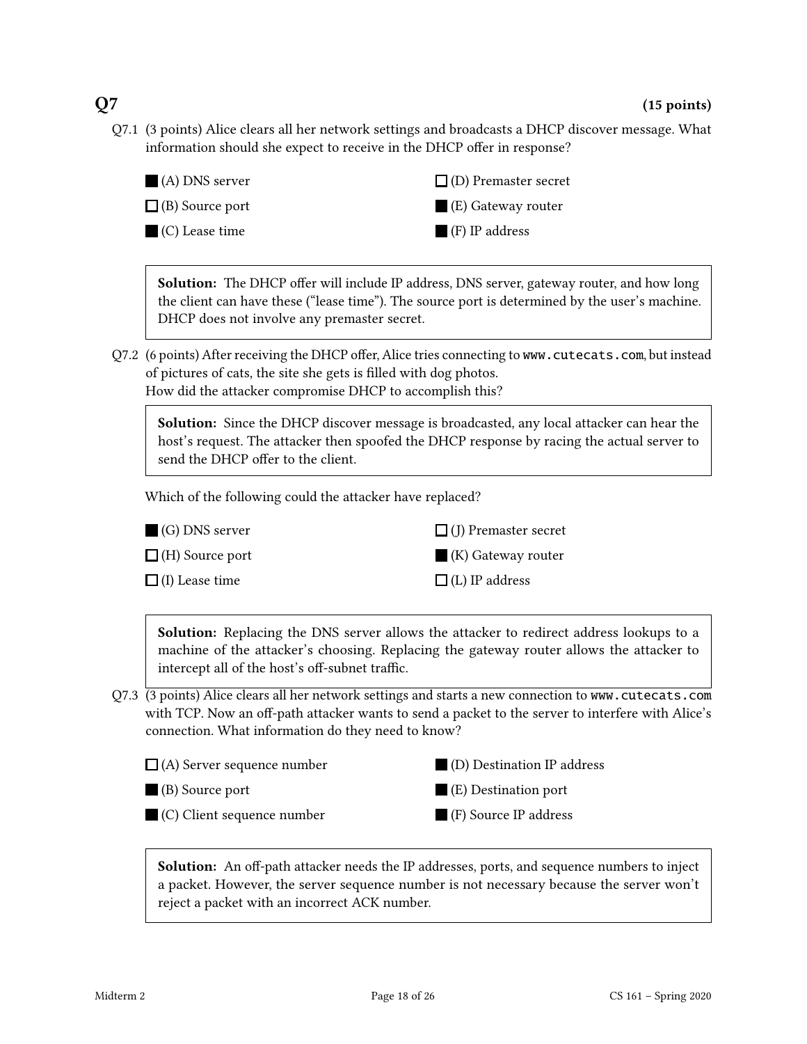## Q7 (15 points)

Q7.1 (3 points) Alice clears all her network settings and broadcasts a DHCP discover message. What information should she expect to receive in the DHCP offer in response?

- ■ (A) DNS server
- ☐ (B) Source port
- ■ (C) Lease time
- ☐ (D) Premaster secret
- ■ (E) Gateway router
- ■ (F) IP address

> **Solution:** The DHCP offer will include IP address, DNS server, gateway router, and how long the client can have these ("lease time"). The source port is determined by the user's machine. DHCP does not involve any premaster secret.

Q7.2 (6 points) After receiving the DHCP offer, Alice tries connecting to `www.cutecats.com`, but instead of pictures of cats, the site she gets is filled with dog photos.
How did the attacker compromise DHCP to accomplish this?

> **Solution:** Since the DHCP discover message is broadcasted, any local attacker can hear the host's request. The attacker then spoofed the DHCP response by racing the actual server to send the DHCP offer to the client.

Which of the following could the attacker have replaced?

- ■ (G) DNS server
- ☐ (H) Source port
- ☐ (I) Lease time
- ☐ (J) Premaster secret
- ■ (K) Gateway router
- ☐ (L) IP address

> **Solution:** Replacing the DNS server allows the attacker to redirect address lookups to a machine of the attacker's choosing. Replacing the gateway router allows the attacker to intercept all of the host's off-subnet traffic.

Q7.3 (3 points) Alice clears all her network settings and starts a new connection to `www.cutecats.com` with TCP. Now an off-path attacker wants to send a packet to the server to interfere with Alice's connection. What information do they need to know?

- ☐ (A) Server sequence number
- ■ (B) Source port
- ■ (C) Client sequence number
- ■ (D) Destination IP address
- ■ (E) Destination port
- ■ (F) Source IP address

> **Solution:** An off-path attacker needs the IP addresses, ports, and sequence numbers to inject a packet. However, the server sequence number is not necessary because the server won't reject a packet with an incorrect ACK number.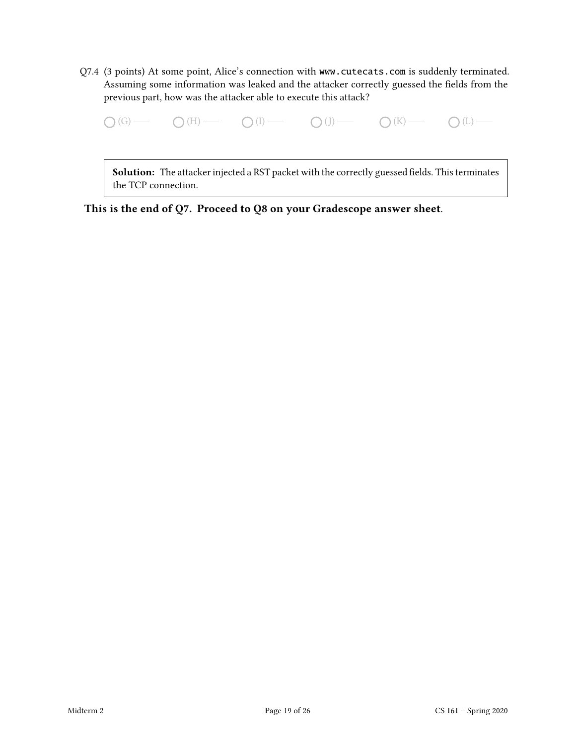Q7.4 (3 points) At some point, Alice's connection with `www.cutecats.com` is suddenly terminated. Assuming some information was leaked and the attacker correctly guessed the fields from the previous part, how was the attacker able to execute this attack?

◯ (G) —— ◯ (H) —— ◯ (I) —— ◯ (J) —— ◯ (K) —— ◯ (L) ——

> **Solution:** The attacker injected a RST packet with the correctly guessed fields. This terminates the TCP connection.

**This is the end of Q7. Proceed to Q8 on your Gradescope answer sheet.**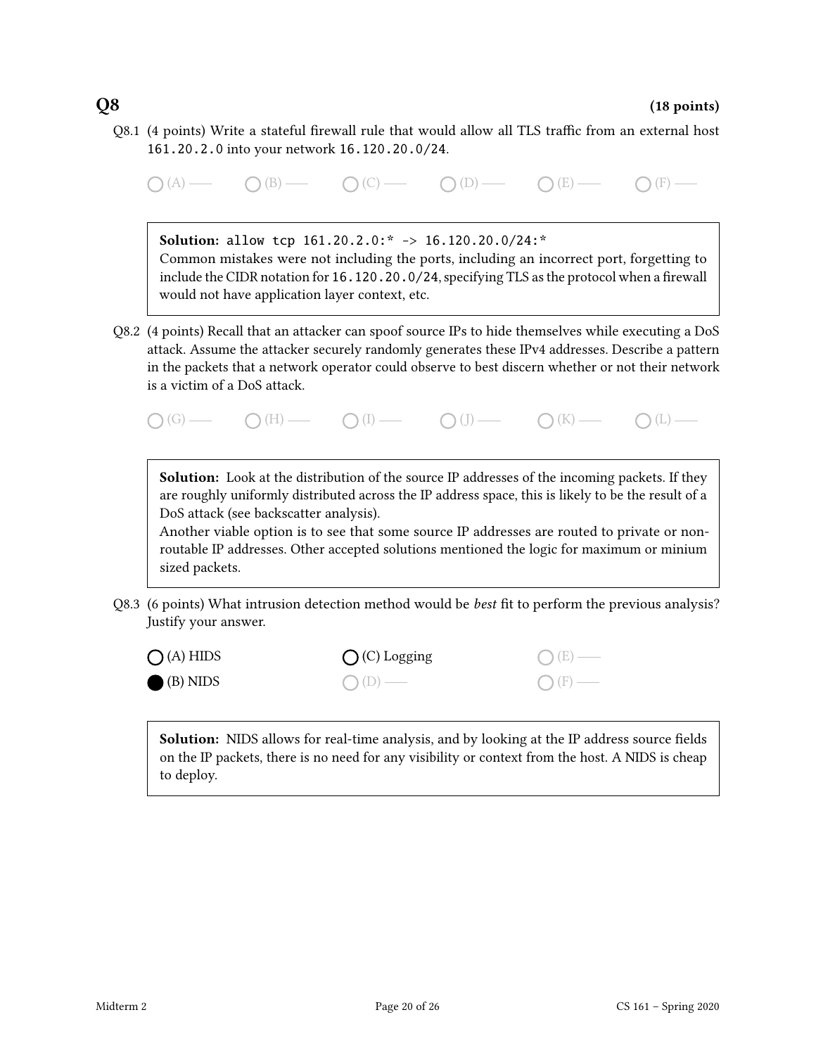## Q8 (18 points)

Q8.1 (4 points) Write a stateful firewall rule that would allow all TLS traffic from an external host `161.20.2.0` into your network `16.120.20.0/24`.

○ (A) —— ○ (B) —— ○ (C) —— ○ (D) —— ○ (E) —— ○ (F) ——

**Solution:** `allow tcp 161.20.2.0:* -> 16.120.20.0/24:*`
Common mistakes were not including the ports, including an incorrect port, forgetting to include the CIDR notation for `16.120.20.0/24`, specifying TLS as the protocol when a firewall would not have application layer context, etc.

Q8.2 (4 points) Recall that an attacker can spoof source IPs to hide themselves while executing a DoS attack. Assume the attacker securely randomly generates these IPv4 addresses. Describe a pattern in the packets that a network operator could observe to best discern whether or not their network is a victim of a DoS attack.

○ (G) —— ○ (H) —— ○ (I) —— ○ (J) —— ○ (K) —— ○ (L) ——

**Solution:** Look at the distribution of the source IP addresses of the incoming packets. If they are roughly uniformly distributed across the IP address space, this is likely to be the result of a DoS attack (see backscatter analysis).
Another viable option is to see that some source IP addresses are routed to private or non-routable IP addresses. Other accepted solutions mentioned the logic for maximum or minium sized packets.

Q8.3 (6 points) What intrusion detection method would be *best* fit to perform the previous analysis? Justify your answer.

○ (A) HIDS

● (B) NIDS

○ (C) Logging

○ (D) ——

○ (E) ——

○ (F) ——

**Solution:** NIDS allows for real-time analysis, and by looking at the IP address source fields on the IP packets, there is no need for any visibility or context from the host. A NIDS is cheap to deploy.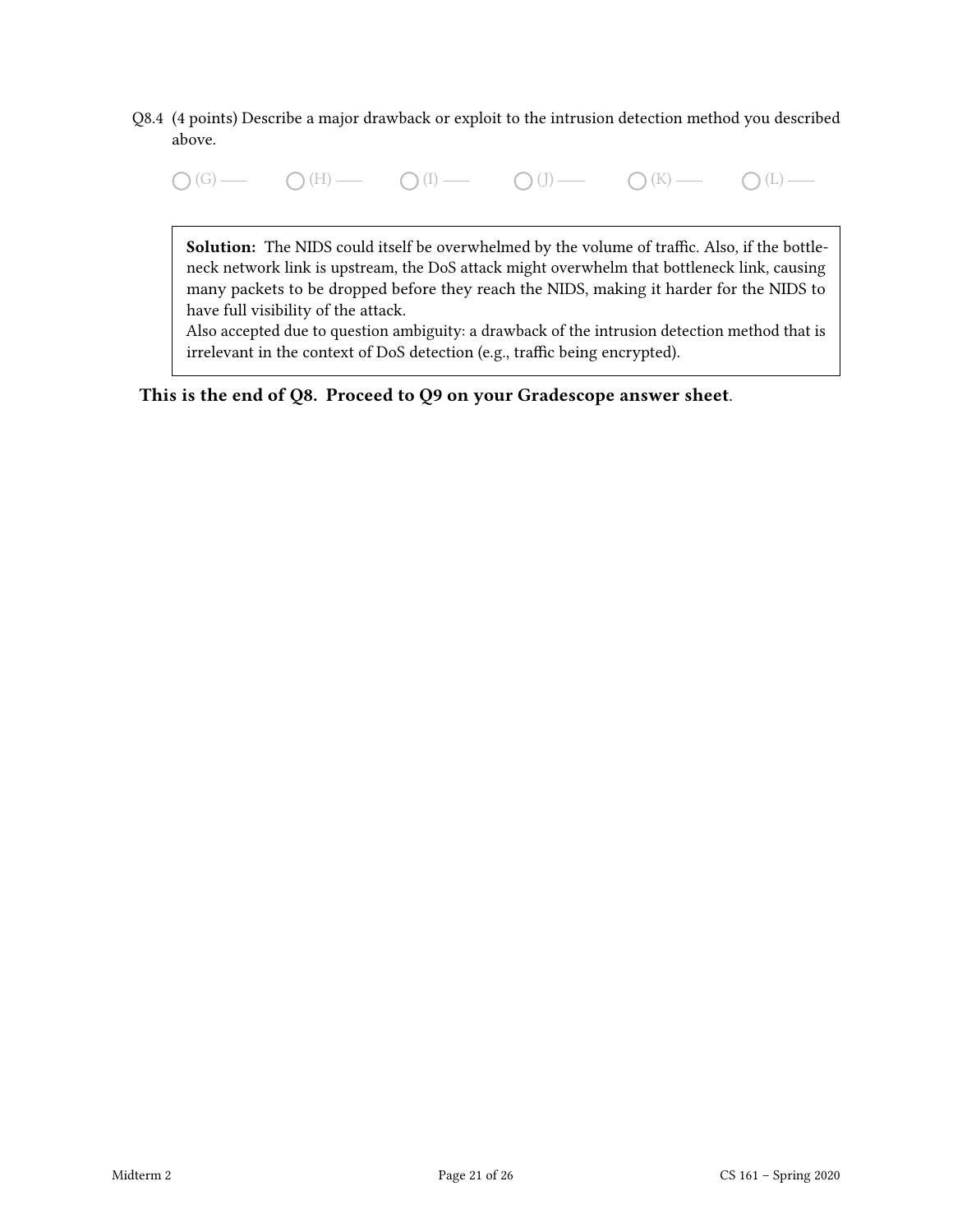Q8.4 (4 points) Describe a major drawback or exploit to the intrusion detection method you described above.

◯ (G) —— ◯ (H) —— ◯ (I) —— ◯ (J) —— ◯ (K) —— ◯ (L) ——

**Solution:** The NIDS could itself be overwhelmed by the volume of traffic. Also, if the bottleneck network link is upstream, the DoS attack might overwhelm that bottleneck link, causing many packets to be dropped before they reach the NIDS, making it harder for the NIDS to have full visibility of the attack.
Also accepted due to question ambiguity: a drawback of the intrusion detection method that is irrelevant in the context of DoS detection (e.g., traffic being encrypted).

**This is the end of Q8. Proceed to Q9 on your Gradescope answer sheet**.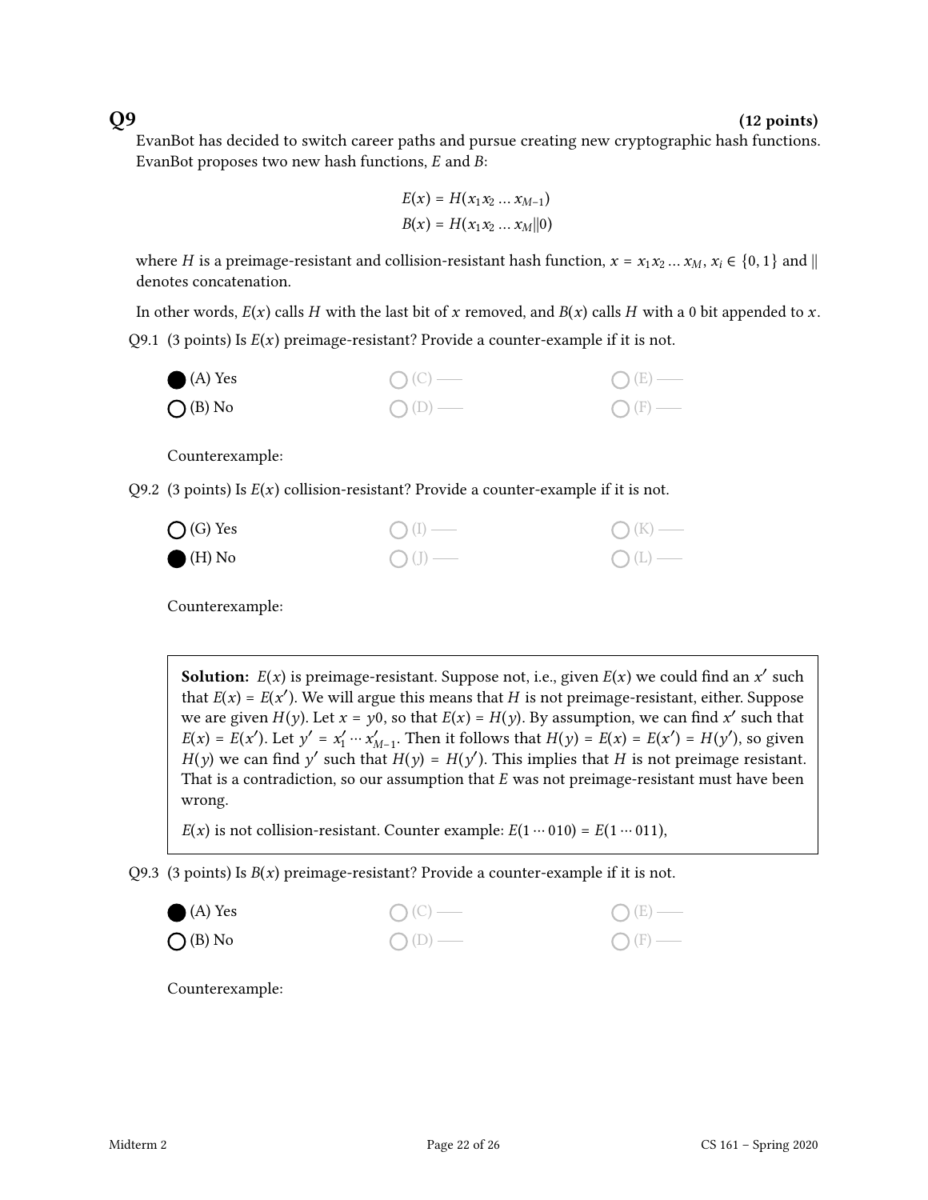## Q9 (12 points)

EvanBot has decided to switch career paths and pursue creating new cryptographic hash functions. EvanBot proposes two new hash functions, $E$ and $B$:

$$E(x) = H(x_1 x_2 \dots x_{M-1})$$
$$B(x) = H(x_1 x_2 \dots x_M \| 0)$$

where $H$ is a preimage-resistant and collision-resistant hash function, $x = x_1 x_2 \dots x_M$, $x_i \in \{0, 1\}$ and $\|$ denotes concatenation.

In other words, $E(x)$ calls $H$ with the last bit of $x$ removed, and $B(x)$ calls $H$ with a 0 bit appended to $x$.

Q9.1 (3 points) Is $E(x)$ preimage-resistant? Provide a counter-example if it is not.

- ● (A) Yes
- ○ (B) No
- ○ (C) —
- ○ (D) —
- ○ (E) —
- ○ (F) —

Counterexample:

Q9.2 (3 points) Is $E(x)$ collision-resistant? Provide a counter-example if it is not.

- ○ (G) Yes
- ● (H) No
- ○ (I) —
- ○ (J) —
- ○ (K) —
- ○ (L) —

Counterexample:

> **Solution:** $E(x)$ is preimage-resistant. Suppose not, i.e., given $E(x)$ we could find an $x'$ such that $E(x) = E(x')$. We will argue this means that $H$ is not preimage-resistant, either. Suppose we are given $H(y)$. Let $x = y0$, so that $E(x) = H(y)$. By assumption, we can find $x'$ such that $E(x) = E(x')$. Let $y' = x'_1 \cdots x'_{M-1}$. Then it follows that $H(y) = E(x) = E(x') = H(y')$, so given $H(y)$ we can find $y'$ such that $H(y) = H(y')$. This implies that $H$ is not preimage resistant. That is a contradiction, so our assumption that $E$ was not preimage-resistant must have been wrong.
>
> $E(x)$ is not collision-resistant. Counter example: $E(1 \cdots 010) = E(1 \cdots 011)$,

Q9.3 (3 points) Is $B(x)$ preimage-resistant? Provide a counter-example if it is not.

- ● (A) Yes
- ○ (B) No
- ○ (C) —
- ○ (D) —
- ○ (E) —
- ○ (F) —

Counterexample: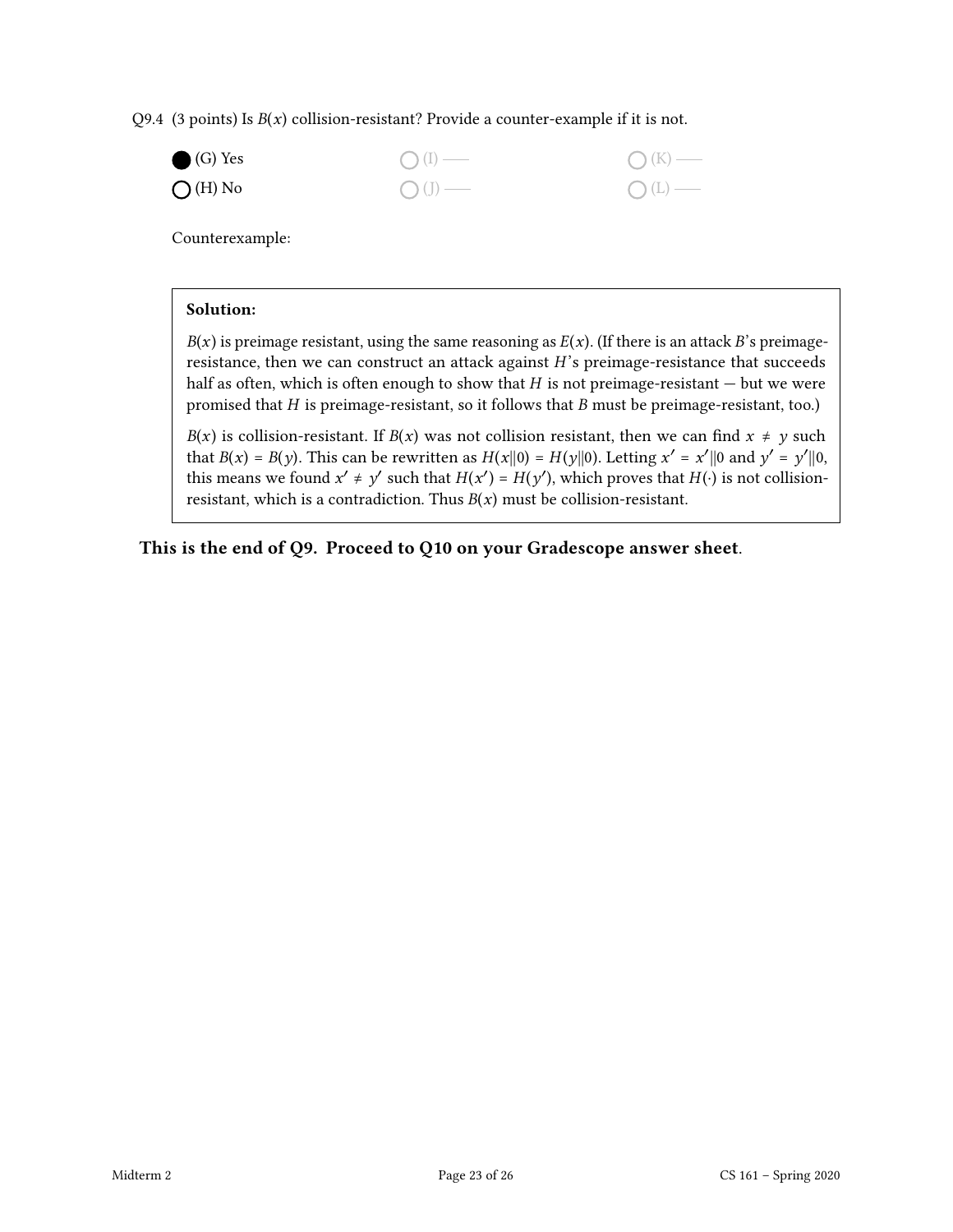Q9.4 (3 points) Is $B(x)$ collision-resistant? Provide a counter-example if it is not.

● (G) Yes　　○ (I) ——　　○ (K) ——

○ (H) No　　○ (J) ——　　○ (L) ——

Counterexample:

**Solution:**

$B(x)$ is preimage resistant, using the same reasoning as $E(x)$. (If there is an attack $B$'s preimage-resistance, then we can construct an attack against $H$'s preimage-resistance that succeeds half as often, which is often enough to show that $H$ is not preimage-resistant — but we were promised that $H$ is preimage-resistant, so it follows that $B$ must be preimage-resistant, too.)

$B(x)$ is collision-resistant. If $B(x)$ was not collision resistant, then we can find $x \neq y$ such that $B(x) = B(y)$. This can be rewritten as $H(x\|0) = H(y\|0)$. Letting $x' = x'\|0$ and $y' = y'\|0$, this means we found $x' \neq y'$ such that $H(x') = H(y')$, which proves that $H(\cdot)$ is not collision-resistant, which is a contradiction. Thus $B(x)$ must be collision-resistant.

**This is the end of Q9. Proceed to Q10 on your Gradescope answer sheet.**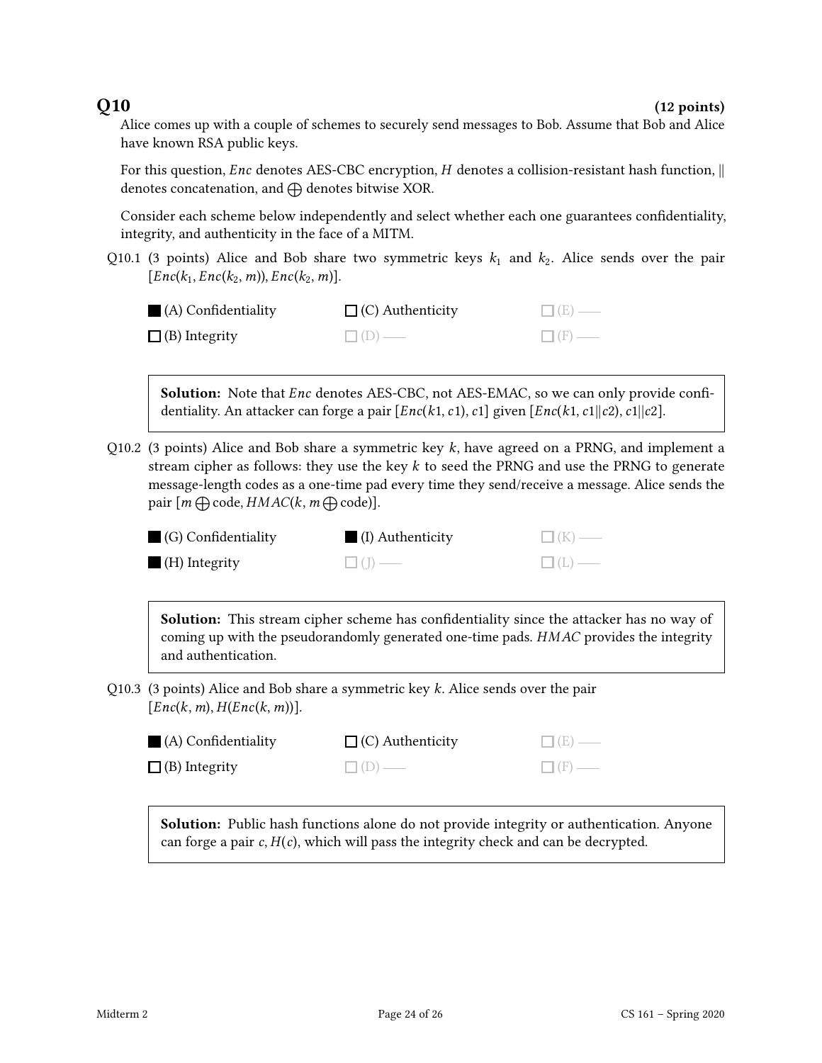## Q10 **(12 points)**

Alice comes up with a couple of schemes to securely send messages to Bob. Assume that Bob and Alice have known RSA public keys.

For this question, *Enc* denotes AES-CBC encryption, $H$ denotes a collision-resistant hash function, $\|$ denotes concatenation, and $\bigoplus$ denotes bitwise XOR.

Consider each scheme below independently and select whether each one guarantees confidentiality, integrity, and authenticity in the face of a MITM.

Q10.1 (3 points) Alice and Bob share two symmetric keys $k_1$ and $k_2$. Alice sends over the pair $[Enc(k_1, Enc(k_2, m)), Enc(k_2, m)]$.

- ■ (A) Confidentiality
- ☐ (B) Integrity
- ☐ (C) Authenticity
- ☐ (D) ——
- ☐ (E) ——
- ☐ (F) ——

> **Solution:** Note that *Enc* denotes AES-CBC, not AES-EMAC, so we can only provide confidentiality. An attacker can forge a pair $[Enc(k1, c1), c1]$ given $[Enc(k1, c1\|c2), c1\|c2]$.

Q10.2 (3 points) Alice and Bob share a symmetric key $k$, have agreed on a PRNG, and implement a stream cipher as follows: they use the key $k$ to seed the PRNG and use the PRNG to generate message-length codes as a one-time pad every time they send/receive a message. Alice sends the pair $[m \bigoplus \text{code}, HMAC(k, m \bigoplus \text{code})]$.

- ■ (G) Confidentiality
- ■ (H) Integrity
- ■ (I) Authenticity
- ☐ (J) ——
- ☐ (K) ——
- ☐ (L) ——

> **Solution:** This stream cipher scheme has confidentiality since the attacker has no way of coming up with the pseudorandomly generated one-time pads. *HMAC* provides the integrity and authentication.

Q10.3 (3 points) Alice and Bob share a symmetric key $k$. Alice sends over the pair $[Enc(k, m), H(Enc(k, m))]$.

- ■ (A) Confidentiality
- ☐ (B) Integrity
- ☐ (C) Authenticity
- ☐ (D) ——
- ☐ (E) ——
- ☐ (F) ——

> **Solution:** Public hash functions alone do not provide integrity or authentication. Anyone can forge a pair $c, H(c)$, which will pass the integrity check and can be decrypted.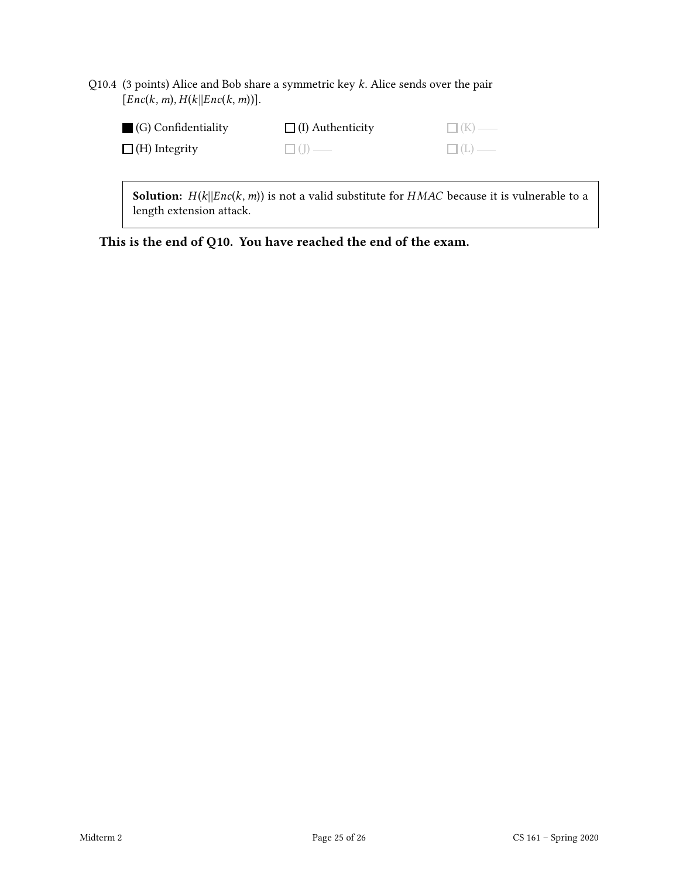Q10.4 (3 points) Alice and Bob share a symmetric key $k$. Alice sends over the pair $[Enc(k, m), H(k \| Enc(k, m))]$.

- ■ (G) Confidentiality
- ☐ (H) Integrity
- ☐ (I) Authenticity
- ☐ (J) ——
- ☐ (K) ——
- ☐ (L) ——

> **Solution:** $H(k \| Enc(k, m))$ is not a valid substitute for $HMAC$ because it is vulnerable to a length extension attack.

**This is the end of Q10. You have reached the end of the exam.**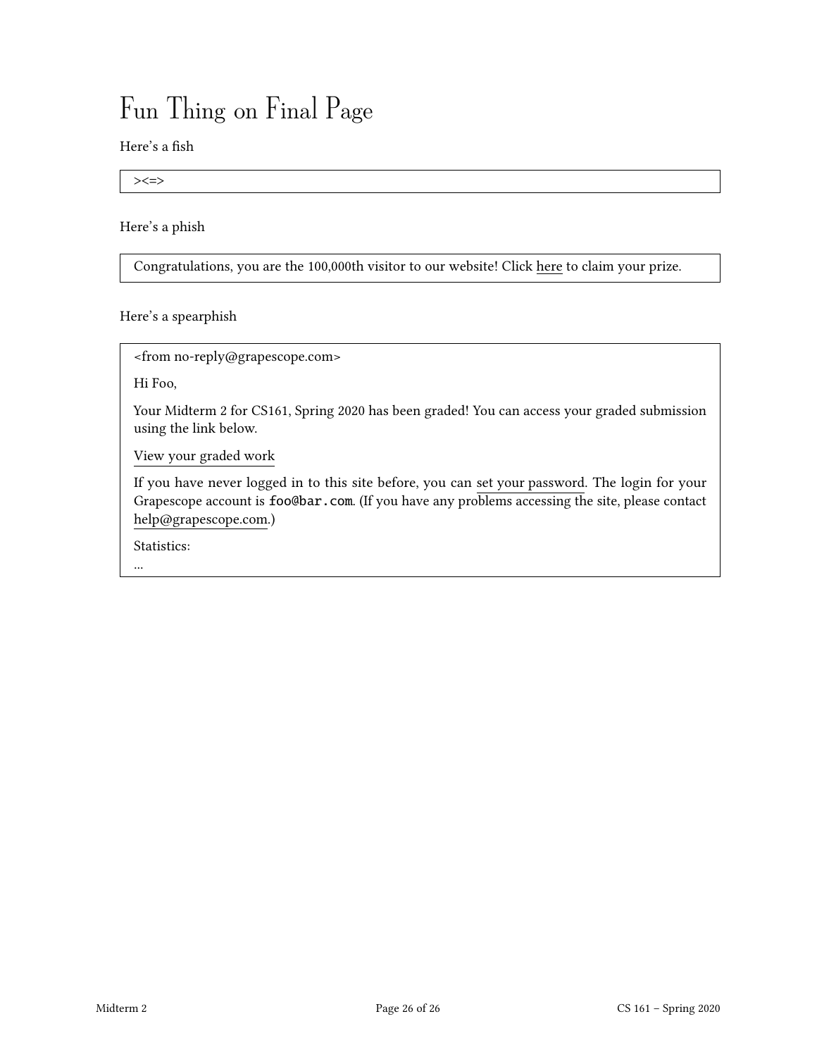# Fun Thing on Final Page

Here's a fish

```
><=>
```

Here's a phish

> Congratulations, you are the 100,000th visitor to our website! Click here to claim your prize.

Here's a spearphish

> <from no-reply@grapescope.com>
>
> Hi Foo,
>
> Your Midterm 2 for CS161, Spring 2020 has been graded! You can access your graded submission using the link below.
>
> View your graded work
>
> If you have never logged in to this site before, you can set your password. The login for your Grapescope account is `foo@bar.com`. (If you have any problems accessing the site, please contact help@grapescope.com.)
>
> Statistics:
>
> ...